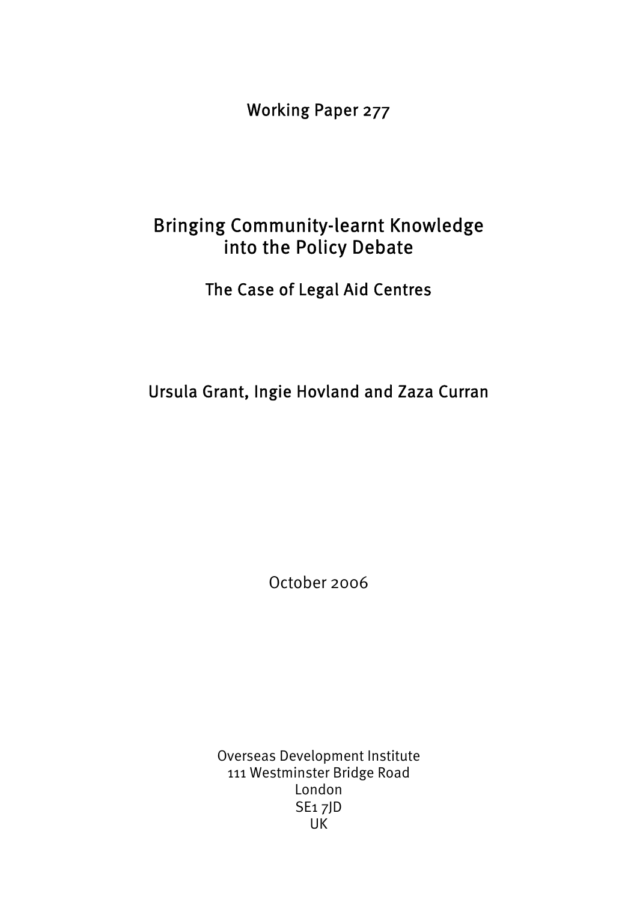Working Paper 277

# Bringing Community-learnt Knowledge into the Policy Debate

## The Case of Legal Aid Centres

Ursula Grant, Ingie Hovland and Zaza Curran

October 2006

Overseas Development Institute
111 Westminster Bridge Road
London
SE1 7JD
UK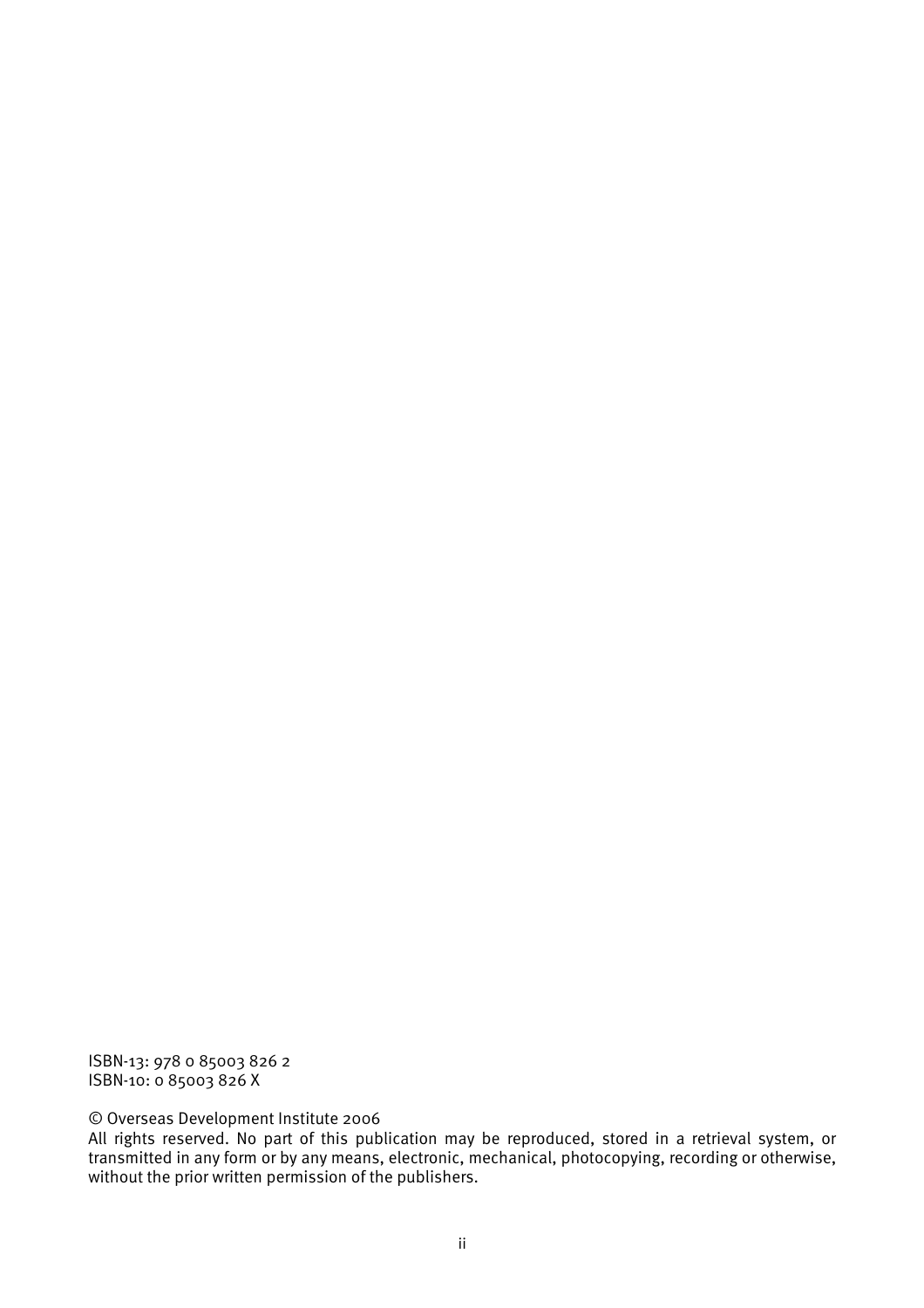ISBN-13: 978 0 85003 826 2
ISBN-10: 0 85003 826 X

© Overseas Development Institute 2006
All rights reserved. No part of this publication may be reproduced, stored in a retrieval system, or transmitted in any form or by any means, electronic, mechanical, photocopying, recording or otherwise, without the prior written permission of the publishers.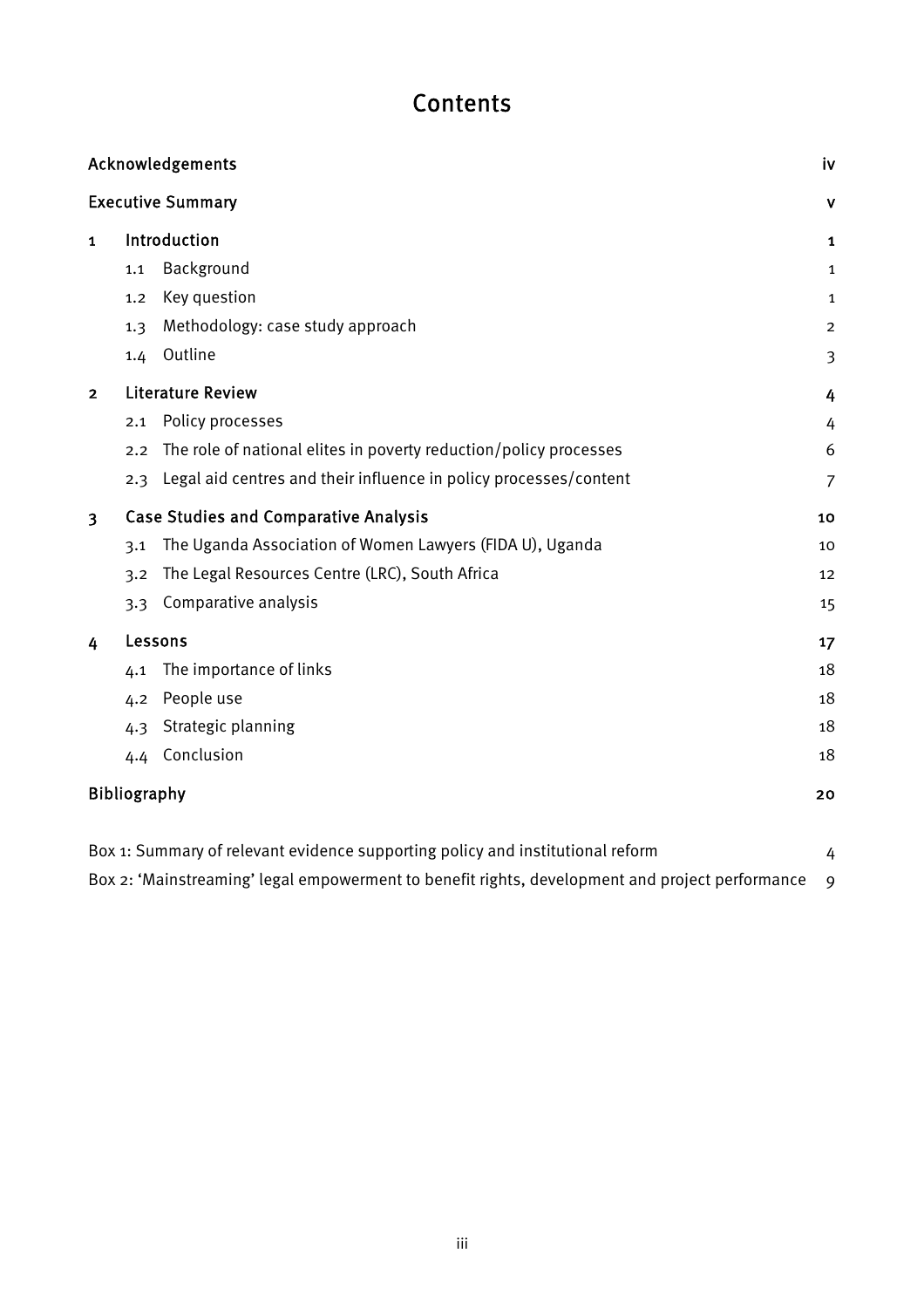# Contents

| | | |
|---|---|---|
| **Acknowledgements** | | iv |
| **Executive Summary** | | v |
| **1** | **Introduction** | **1** |
| | 1.1 Background | 1 |
| | 1.2 Key question | 1 |
| | 1.3 Methodology: case study approach | 2 |
| | 1.4 Outline | 3 |
| **2** | **Literature Review** | **4** |
| | 2.1 Policy processes | 4 |
| | 2.2 The role of national elites in poverty reduction/policy processes | 6 |
| | 2.3 Legal aid centres and their influence in policy processes/content | 7 |
| **3** | **Case Studies and Comparative Analysis** | **10** |
| | 3.1 The Uganda Association of Women Lawyers (FIDA U), Uganda | 10 |
| | 3.2 The Legal Resources Centre (LRC), South Africa | 12 |
| | 3.3 Comparative analysis | 15 |
| **4** | **Lessons** | **17** |
| | 4.1 The importance of links | 18 |
| | 4.2 People use | 18 |
| | 4.3 Strategic planning | 18 |
| | 4.4 Conclusion | 18 |
| **Bibliography** | | **20** |

Box 1: Summary of relevant evidence supporting policy and institutional reform — 4

Box 2: 'Mainstreaming' legal empowerment to benefit rights, development and project performance — 9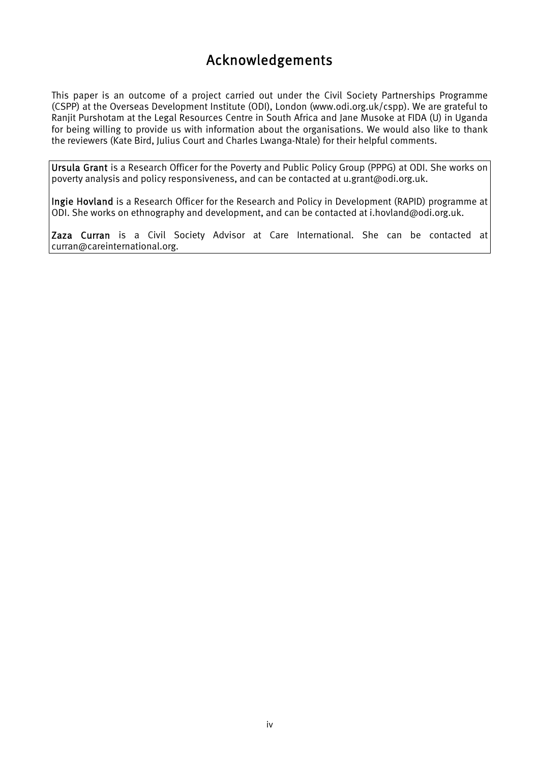# Acknowledgements

This paper is an outcome of a project carried out under the Civil Society Partnerships Programme (CSPP) at the Overseas Development Institute (ODI), London (www.odi.org.uk/cspp). We are grateful to Ranjit Purshotam at the Legal Resources Centre in South Africa and Jane Musoke at FIDA (U) in Uganda for being willing to provide us with information about the organisations. We would also like to thank the reviewers (Kate Bird, Julius Court and Charles Lwanga-Ntale) for their helpful comments.

**Ursula Grant** is a Research Officer for the Poverty and Public Policy Group (PPPG) at ODI. She works on poverty analysis and policy responsiveness, and can be contacted at u.grant@odi.org.uk.

**Ingie Hovland** is a Research Officer for the Research and Policy in Development (RAPID) programme at ODI. She works on ethnography and development, and can be contacted at i.hovland@odi.org.uk.

**Zaza Curran** is a Civil Society Advisor at Care International. She can be contacted at curran@careinternational.org.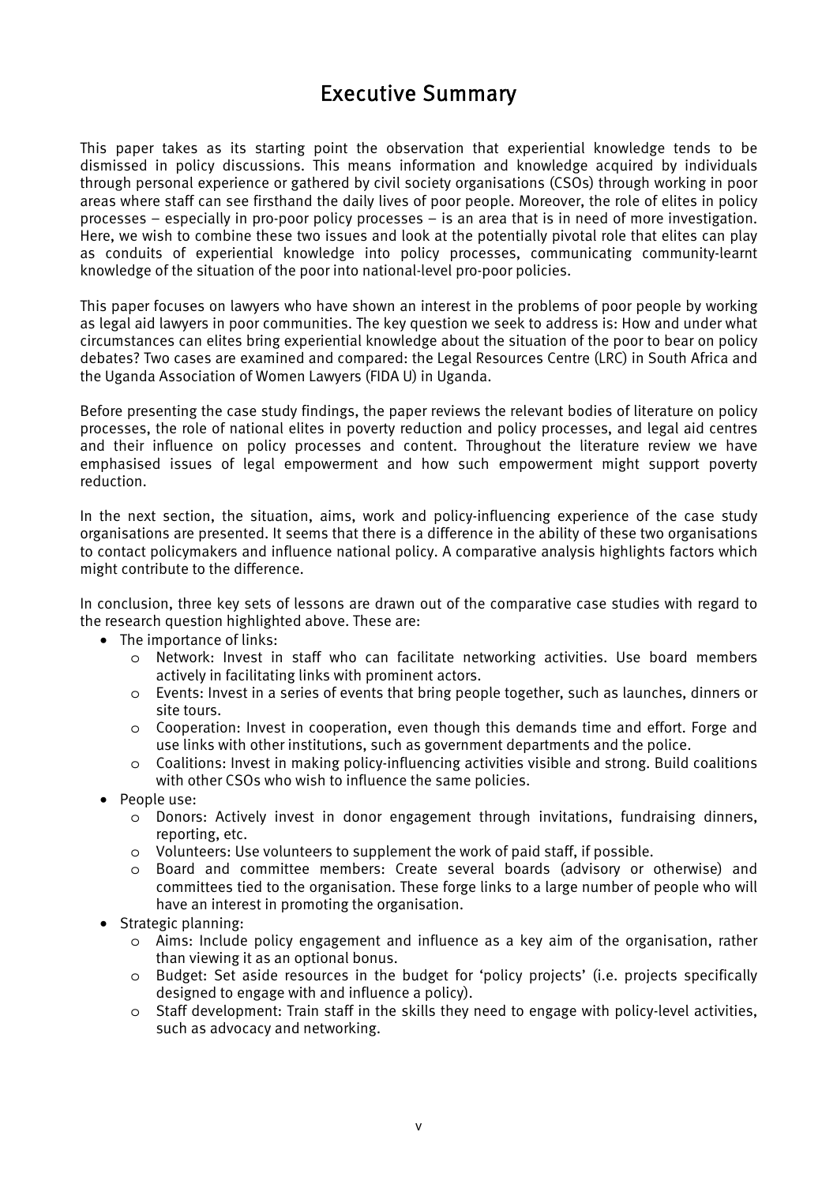# Executive Summary

This paper takes as its starting point the observation that experiential knowledge tends to be dismissed in policy discussions. This means information and knowledge acquired by individuals through personal experience or gathered by civil society organisations (CSOs) through working in poor areas where staff can see firsthand the daily lives of poor people. Moreover, the role of elites in policy processes – especially in pro-poor policy processes – is an area that is in need of more investigation. Here, we wish to combine these two issues and look at the potentially pivotal role that elites can play as conduits of experiential knowledge into policy processes, communicating community-learnt knowledge of the situation of the poor into national-level pro-poor policies.

This paper focuses on lawyers who have shown an interest in the problems of poor people by working as legal aid lawyers in poor communities. The key question we seek to address is: How and under what circumstances can elites bring experiential knowledge about the situation of the poor to bear on policy debates? Two cases are examined and compared: the Legal Resources Centre (LRC) in South Africa and the Uganda Association of Women Lawyers (FIDA U) in Uganda.

Before presenting the case study findings, the paper reviews the relevant bodies of literature on policy processes, the role of national elites in poverty reduction and policy processes, and legal aid centres and their influence on policy processes and content. Throughout the literature review we have emphasised issues of legal empowerment and how such empowerment might support poverty reduction.

In the next section, the situation, aims, work and policy-influencing experience of the case study organisations are presented. It seems that there is a difference in the ability of these two organisations to contact policymakers and influence national policy. A comparative analysis highlights factors which might contribute to the difference.

In conclusion, three key sets of lessons are drawn out of the comparative case studies with regard to the research question highlighted above. These are:

- The importance of links:
  - Network: Invest in staff who can facilitate networking activities. Use board members actively in facilitating links with prominent actors.
  - Events: Invest in a series of events that bring people together, such as launches, dinners or site tours.
  - Cooperation: Invest in cooperation, even though this demands time and effort. Forge and use links with other institutions, such as government departments and the police.
  - Coalitions: Invest in making policy-influencing activities visible and strong. Build coalitions with other CSOs who wish to influence the same policies.
- People use:
  - Donors: Actively invest in donor engagement through invitations, fundraising dinners, reporting, etc.
  - Volunteers: Use volunteers to supplement the work of paid staff, if possible.
  - Board and committee members: Create several boards (advisory or otherwise) and committees tied to the organisation. These forge links to a large number of people who will have an interest in promoting the organisation.
- Strategic planning:
  - Aims: Include policy engagement and influence as a key aim of the organisation, rather than viewing it as an optional bonus.
  - Budget: Set aside resources in the budget for 'policy projects' (i.e. projects specifically designed to engage with and influence a policy).
  - Staff development: Train staff in the skills they need to engage with policy-level activities, such as advocacy and networking.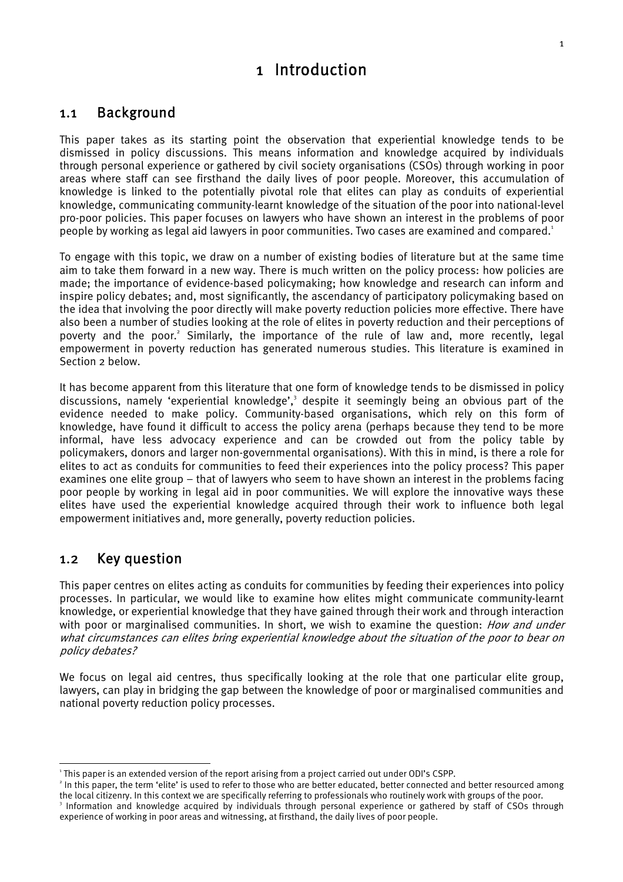# 1 Introduction

## 1.1 Background

This paper takes as its starting point the observation that experiential knowledge tends to be dismissed in policy discussions. This means information and knowledge acquired by individuals through personal experience or gathered by civil society organisations (CSOs) through working in poor areas where staff can see firsthand the daily lives of poor people. Moreover, this accumulation of knowledge is linked to the potentially pivotal role that elites can play as conduits of experiential knowledge, communicating community-learnt knowledge of the situation of the poor into national-level pro-poor policies. This paper focuses on lawyers who have shown an interest in the problems of poor people by working as legal aid lawyers in poor communities. Two cases are examined and compared.[1]

To engage with this topic, we draw on a number of existing bodies of literature but at the same time aim to take them forward in a new way. There is much written on the policy process: how policies are made; the importance of evidence-based policymaking; how knowledge and research can inform and inspire policy debates; and, most significantly, the ascendancy of participatory policymaking based on the idea that involving the poor directly will make poverty reduction policies more effective. There have also been a number of studies looking at the role of elites in poverty reduction and their perceptions of poverty and the poor.[2] Similarly, the importance of the rule of law and, more recently, legal empowerment in poverty reduction has generated numerous studies. This literature is examined in Section 2 below.

It has become apparent from this literature that one form of knowledge tends to be dismissed in policy discussions, namely 'experiential knowledge',[3] despite it seemingly being an obvious part of the evidence needed to make policy. Community-based organisations, which rely on this form of knowledge, have found it difficult to access the policy arena (perhaps because they tend to be more informal, have less advocacy experience and can be crowded out from the policy table by policymakers, donors and larger non-governmental organisations). With this in mind, is there a role for elites to act as conduits for communities to feed their experiences into the policy process? This paper examines one elite group – that of lawyers who seem to have shown an interest in the problems facing poor people by working in legal aid in poor communities. We will explore the innovative ways these elites have used the experiential knowledge acquired through their work to influence both legal empowerment initiatives and, more generally, poverty reduction policies.

## 1.2 Key question

This paper centres on elites acting as conduits for communities by feeding their experiences into policy processes. In particular, we would like to examine how elites might communicate community-learnt knowledge, or experiential knowledge that they have gained through their work and through interaction with poor or marginalised communities. In short, we wish to examine the question: *How and under what circumstances can elites bring experiential knowledge about the situation of the poor to bear on policy debates?*

We focus on legal aid centres, thus specifically looking at the role that one particular elite group, lawyers, can play in bridging the gap between the knowledge of poor or marginalised communities and national poverty reduction policy processes.

---

[1] This paper is an extended version of the report arising from a project carried out under ODI's CSPP.

[2] In this paper, the term 'elite' is used to refer to those who are better educated, better connected and better resourced among the local citizenry. In this context we are specifically referring to professionals who routinely work with groups of the poor.

[3] Information and knowledge acquired by individuals through personal experience or gathered by staff of CSOs through experience of working in poor areas and witnessing, at firsthand, the daily lives of poor people.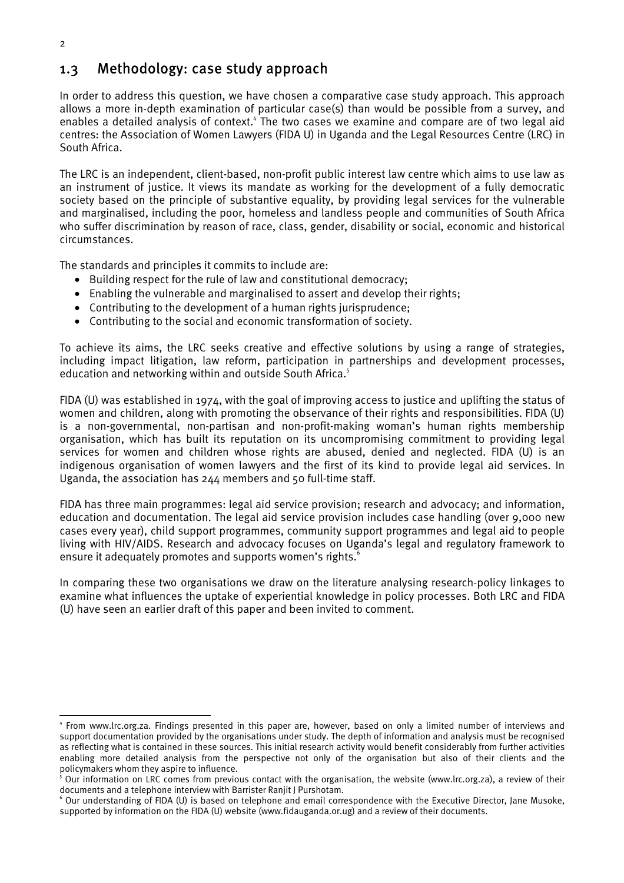## 1.3 Methodology: case study approach

In order to address this question, we have chosen a comparative case study approach. This approach allows a more in-depth examination of particular case(s) than would be possible from a survey, and enables a detailed analysis of context.[4] The two cases we examine and compare are of two legal aid centres: the Association of Women Lawyers (FIDA U) in Uganda and the Legal Resources Centre (LRC) in South Africa.

The LRC is an independent, client-based, non-profit public interest law centre which aims to use law as an instrument of justice. It views its mandate as working for the development of a fully democratic society based on the principle of substantive equality, by providing legal services for the vulnerable and marginalised, including the poor, homeless and landless people and communities of South Africa who suffer discrimination by reason of race, class, gender, disability or social, economic and historical circumstances.

The standards and principles it commits to include are:

- Building respect for the rule of law and constitutional democracy;
- Enabling the vulnerable and marginalised to assert and develop their rights;
- Contributing to the development of a human rights jurisprudence;
- Contributing to the social and economic transformation of society.

To achieve its aims, the LRC seeks creative and effective solutions by using a range of strategies, including impact litigation, law reform, participation in partnerships and development processes, education and networking within and outside South Africa.[5]

FIDA (U) was established in 1974, with the goal of improving access to justice and uplifting the status of women and children, along with promoting the observance of their rights and responsibilities. FIDA (U) is a non-governmental, non-partisan and non-profit-making woman's human rights membership organisation, which has built its reputation on its uncompromising commitment to providing legal services for women and children whose rights are abused, denied and neglected. FIDA (U) is an indigenous organisation of women lawyers and the first of its kind to provide legal aid services. In Uganda, the association has 244 members and 50 full-time staff.

FIDA has three main programmes: legal aid service provision; research and advocacy; and information, education and documentation. The legal aid service provision includes case handling (over 9,000 new cases every year), child support programmes, community support programmes and legal aid to people living with HIV/AIDS. Research and advocacy focuses on Uganda's legal and regulatory framework to ensure it adequately promotes and supports women's rights.[6]

In comparing these two organisations we draw on the literature analysing research-policy linkages to examine what influences the uptake of experiential knowledge in policy processes. Both LRC and FIDA (U) have seen an earlier draft of this paper and been invited to comment.

---

[4] From www.lrc.org.za. Findings presented in this paper are, however, based on only a limited number of interviews and support documentation provided by the organisations under study. The depth of information and analysis must be recognised as reflecting what is contained in these sources. This initial research activity would benefit considerably from further activities enabling more detailed analysis from the perspective not only of the organisation but also of their clients and the policymakers whom they aspire to influence.

[5] Our information on LRC comes from previous contact with the organisation, the website (www.lrc.org.za), a review of their documents and a telephone interview with Barrister Ranjit J Purshotam.

[6] Our understanding of FIDA (U) is based on telephone and email correspondence with the Executive Director, Jane Musoke, supported by information on the FIDA (U) website (www.fidauganda.or.ug) and a review of their documents.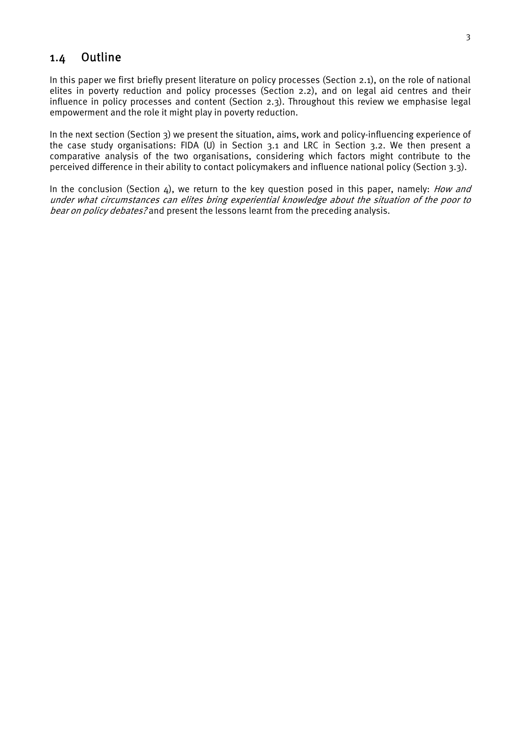## 1.4 Outline

In this paper we first briefly present literature on policy processes (Section 2.1), on the role of national elites in poverty reduction and policy processes (Section 2.2), and on legal aid centres and their influence in policy processes and content (Section 2.3). Throughout this review we emphasise legal empowerment and the role it might play in poverty reduction.

In the next section (Section 3) we present the situation, aims, work and policy-influencing experience of the case study organisations: FIDA (U) in Section 3.1 and LRC in Section 3.2. We then present a comparative analysis of the two organisations, considering which factors might contribute to the perceived difference in their ability to contact policymakers and influence national policy (Section 3.3).

In the conclusion (Section 4), we return to the key question posed in this paper, namely: *How and under what circumstances can elites bring experiential knowledge about the situation of the poor to bear on policy debates?* and present the lessons learnt from the preceding analysis.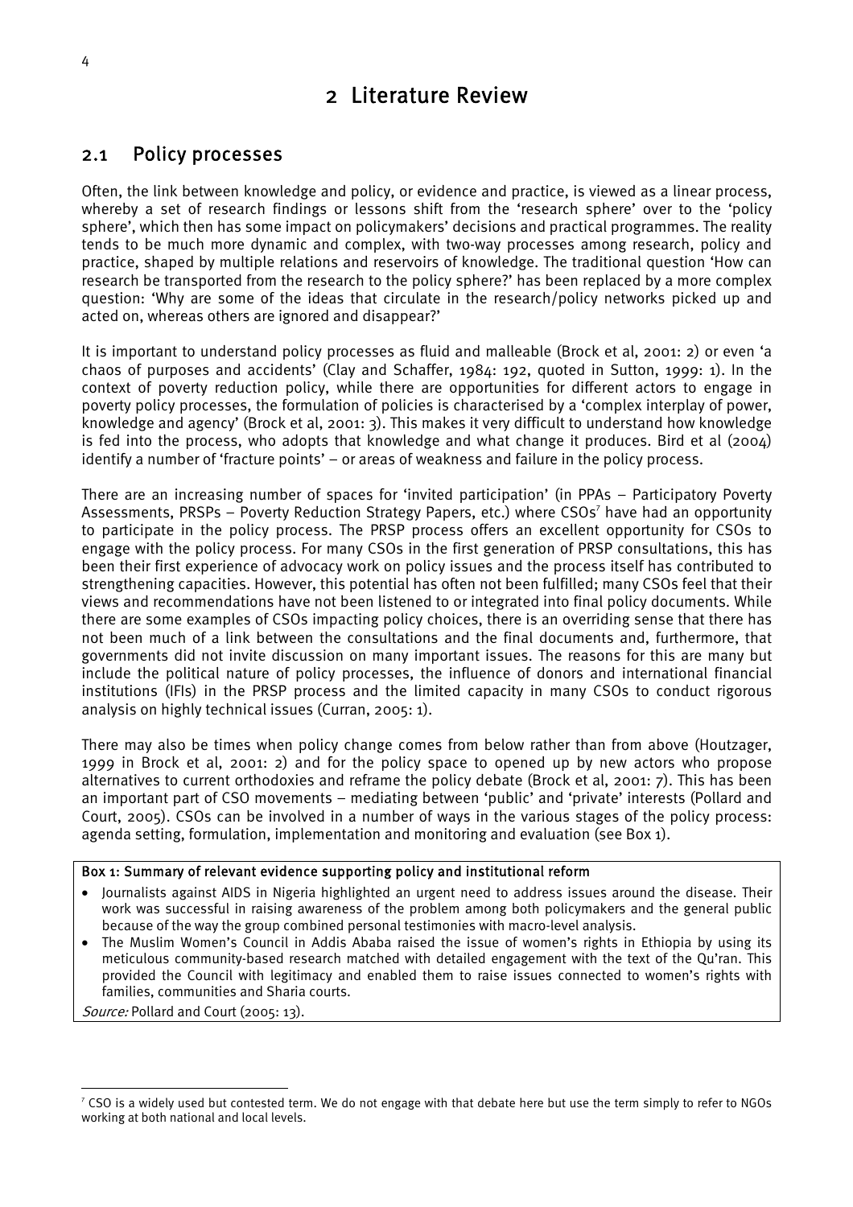# 2 Literature Review

## 2.1 Policy processes

Often, the link between knowledge and policy, or evidence and practice, is viewed as a linear process, whereby a set of research findings or lessons shift from the 'research sphere' over to the 'policy sphere', which then has some impact on policymakers' decisions and practical programmes. The reality tends to be much more dynamic and complex, with two-way processes among research, policy and practice, shaped by multiple relations and reservoirs of knowledge. The traditional question 'How can research be transported from the research to the policy sphere?' has been replaced by a more complex question: 'Why are some of the ideas that circulate in the research/policy networks picked up and acted on, whereas others are ignored and disappear?'

It is important to understand policy processes as fluid and malleable (Brock et al, 2001: 2) or even 'a chaos of purposes and accidents' (Clay and Schaffer, 1984: 192, quoted in Sutton, 1999: 1). In the context of poverty reduction policy, while there are opportunities for different actors to engage in poverty policy processes, the formulation of policies is characterised by a 'complex interplay of power, knowledge and agency' (Brock et al, 2001: 3). This makes it very difficult to understand how knowledge is fed into the process, who adopts that knowledge and what change it produces. Bird et al (2004) identify a number of 'fracture points' – or areas of weakness and failure in the policy process.

There are an increasing number of spaces for 'invited participation' (in PPAs – Participatory Poverty Assessments, PRSPs – Poverty Reduction Strategy Papers, etc.) where CSOs[7] have had an opportunity to participate in the policy process. The PRSP process offers an excellent opportunity for CSOs to engage with the policy process. For many CSOs in the first generation of PRSP consultations, this has been their first experience of advocacy work on policy issues and the process itself has contributed to strengthening capacities. However, this potential has often not been fulfilled; many CSOs feel that their views and recommendations have not been listened to or integrated into final policy documents. While there are some examples of CSOs impacting policy choices, there is an overriding sense that there has not been much of a link between the consultations and the final documents and, furthermore, that governments did not invite discussion on many important issues. The reasons for this are many but include the political nature of policy processes, the influence of donors and international financial institutions (IFIs) in the PRSP process and the limited capacity in many CSOs to conduct rigorous analysis on highly technical issues (Curran, 2005: 1).

There may also be times when policy change comes from below rather than from above (Houtzager, 1999 in Brock et al, 2001: 2) and for the policy space to opened up by new actors who propose alternatives to current orthodoxies and reframe the policy debate (Brock et al, 2001: 7). This has been an important part of CSO movements – mediating between 'public' and 'private' interests (Pollard and Court, 2005). CSOs can be involved in a number of ways in the various stages of the policy process: agenda setting, formulation, implementation and monitoring and evaluation (see Box 1).

**Box 1: Summary of relevant evidence supporting policy and institutional reform**

- Journalists against AIDS in Nigeria highlighted an urgent need to address issues around the disease. Their work was successful in raising awareness of the problem among both policymakers and the general public because of the way the group combined personal testimonies with macro-level analysis.
- The Muslim Women's Council in Addis Ababa raised the issue of women's rights in Ethiopia by using its meticulous community-based research matched with detailed engagement with the text of the Qu'ran. This provided the Council with legitimacy and enabled them to raise issues connected to women's rights with families, communities and Sharia courts.

*Source:* Pollard and Court (2005: 13).

[7] CSO is a widely used but contested term. We do not engage with that debate here but use the term simply to refer to NGOs working at both national and local levels.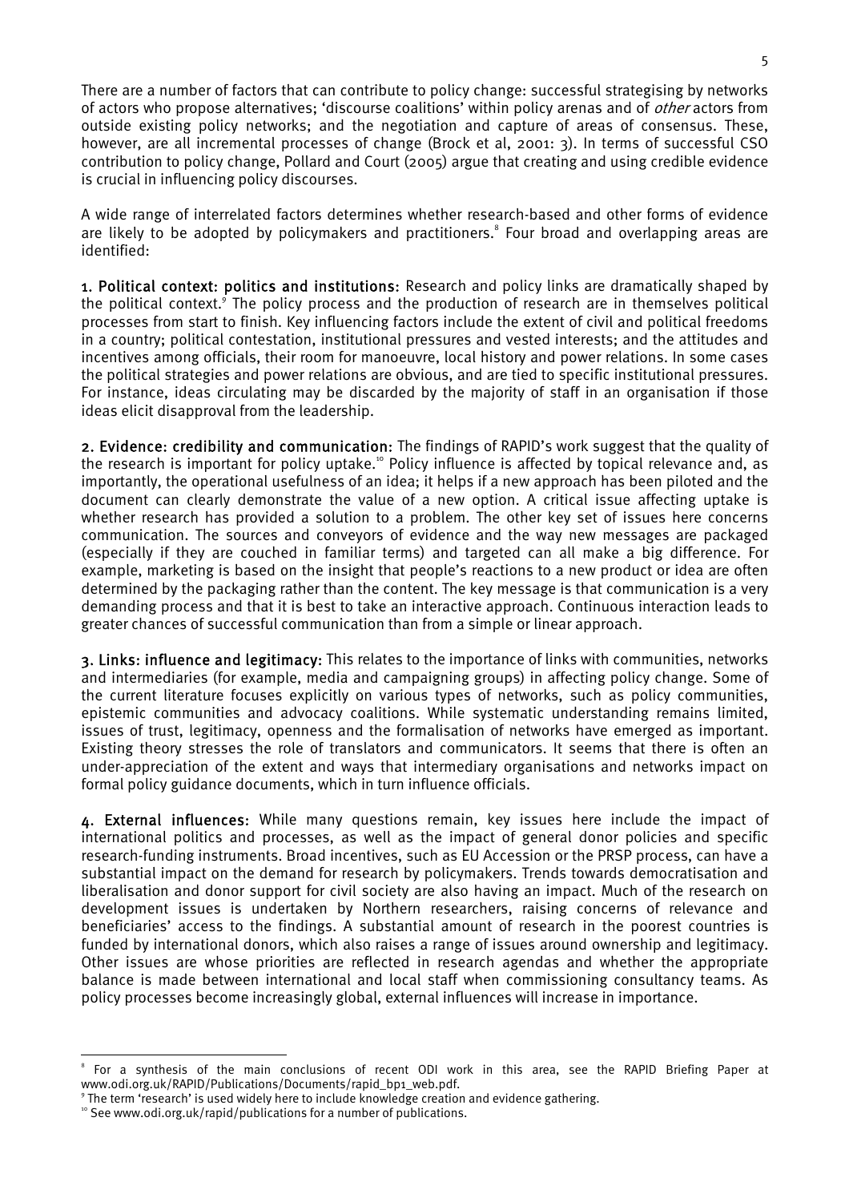There are a number of factors that can contribute to policy change: successful strategising by networks of actors who propose alternatives; 'discourse coalitions' within policy arenas and of *other* actors from outside existing policy networks; and the negotiation and capture of areas of consensus. These, however, are all incremental processes of change (Brock et al, 2001: 3). In terms of successful CSO contribution to policy change, Pollard and Court (2005) argue that creating and using credible evidence is crucial in influencing policy discourses.

A wide range of interrelated factors determines whether research-based and other forms of evidence are likely to be adopted by policymakers and practitioners.[8] Four broad and overlapping areas are identified:

**1. Political context: politics and institutions:** Research and policy links are dramatically shaped by the political context.[9] The policy process and the production of research are in themselves political processes from start to finish. Key influencing factors include the extent of civil and political freedoms in a country; political contestation, institutional pressures and vested interests; and the attitudes and incentives among officials, their room for manoeuvre, local history and power relations. In some cases the political strategies and power relations are obvious, and are tied to specific institutional pressures. For instance, ideas circulating may be discarded by the majority of staff in an organisation if those ideas elicit disapproval from the leadership.

**2. Evidence: credibility and communication:** The findings of RAPID's work suggest that the quality of the research is important for policy uptake.[10] Policy influence is affected by topical relevance and, as importantly, the operational usefulness of an idea; it helps if a new approach has been piloted and the document can clearly demonstrate the value of a new option. A critical issue affecting uptake is whether research has provided a solution to a problem. The other key set of issues here concerns communication. The sources and conveyors of evidence and the way new messages are packaged (especially if they are couched in familiar terms) and targeted can all make a big difference. For example, marketing is based on the insight that people's reactions to a new product or idea are often determined by the packaging rather than the content. The key message is that communication is a very demanding process and that it is best to take an interactive approach. Continuous interaction leads to greater chances of successful communication than from a simple or linear approach.

**3. Links: influence and legitimacy:** This relates to the importance of links with communities, networks and intermediaries (for example, media and campaigning groups) in affecting policy change. Some of the current literature focuses explicitly on various types of networks, such as policy communities, epistemic communities and advocacy coalitions. While systematic understanding remains limited, issues of trust, legitimacy, openness and the formalisation of networks have emerged as important. Existing theory stresses the role of translators and communicators. It seems that there is often an under-appreciation of the extent and ways that intermediary organisations and networks impact on formal policy guidance documents, which in turn influence officials.

**4. External influences:** While many questions remain, key issues here include the impact of international politics and processes, as well as the impact of general donor policies and specific research-funding instruments. Broad incentives, such as EU Accession or the PRSP process, can have a substantial impact on the demand for research by policymakers. Trends towards democratisation and liberalisation and donor support for civil society are also having an impact. Much of the research on development issues is undertaken by Northern researchers, raising concerns of relevance and beneficiaries' access to the findings. A substantial amount of research in the poorest countries is funded by international donors, which also raises a range of issues around ownership and legitimacy. Other issues are whose priorities are reflected in research agendas and whether the appropriate balance is made between international and local staff when commissioning consultancy teams. As policy processes become increasingly global, external influences will increase in importance.

---

[8] For a synthesis of the main conclusions of recent ODI work in this area, see the RAPID Briefing Paper at www.odi.org.uk/RAPID/Publications/Documents/rapid_bp1_web.pdf.

[9] The term 'research' is used widely here to include knowledge creation and evidence gathering.

[10] See www.odi.org.uk/rapid/publications for a number of publications.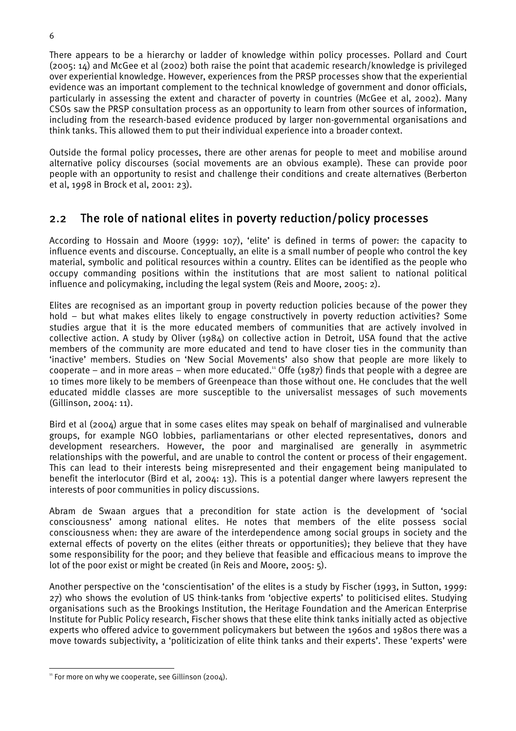There appears to be a hierarchy or ladder of knowledge within policy processes. Pollard and Court (2005: 14) and McGee et al (2002) both raise the point that academic research/knowledge is privileged over experiential knowledge. However, experiences from the PRSP processes show that the experiential evidence was an important complement to the technical knowledge of government and donor officials, particularly in assessing the extent and character of poverty in countries (McGee et al, 2002). Many CSOs saw the PRSP consultation process as an opportunity to learn from other sources of information, including from the research-based evidence produced by larger non-governmental organisations and think tanks. This allowed them to put their individual experience into a broader context.

Outside the formal policy processes, there are other arenas for people to meet and mobilise around alternative policy discourses (social movements are an obvious example). These can provide poor people with an opportunity to resist and challenge their conditions and create alternatives (Berberton et al, 1998 in Brock et al, 2001: 23).

## 2.2 The role of national elites in poverty reduction/policy processes

According to Hossain and Moore (1999: 107), 'elite' is defined in terms of power: the capacity to influence events and discourse. Conceptually, an elite is a small number of people who control the key material, symbolic and political resources within a country. Elites can be identified as the people who occupy commanding positions within the institutions that are most salient to national political influence and policymaking, including the legal system (Reis and Moore, 2005: 2).

Elites are recognised as an important group in poverty reduction policies because of the power they hold – but what makes elites likely to engage constructively in poverty reduction activities? Some studies argue that it is the more educated members of communities that are actively involved in collective action. A study by Oliver (1984) on collective action in Detroit, USA found that the active members of the community are more educated and tend to have closer ties in the community than 'inactive' members. Studies on 'New Social Movements' also show that people are more likely to cooperate – and in more areas – when more educated.[11] Offe (1987) finds that people with a degree are 10 times more likely to be members of Greenpeace than those without one. He concludes that the well educated middle classes are more susceptible to the universalist messages of such movements (Gillinson, 2004: 11).

Bird et al (2004) argue that in some cases elites may speak on behalf of marginalised and vulnerable groups, for example NGO lobbies, parliamentarians or other elected representatives, donors and development researchers. However, the poor and marginalised are generally in asymmetric relationships with the powerful, and are unable to control the content or process of their engagement. This can lead to their interests being misrepresented and their engagement being manipulated to benefit the interlocutor (Bird et al, 2004: 13). This is a potential danger where lawyers represent the interests of poor communities in policy discussions.

Abram de Swaan argues that a precondition for state action is the development of 'social consciousness' among national elites. He notes that members of the elite possess social consciousness when: they are aware of the interdependence among social groups in society and the external effects of poverty on the elites (either threats or opportunities); they believe that they have some responsibility for the poor; and they believe that feasible and efficacious means to improve the lot of the poor exist or might be created (in Reis and Moore, 2005: 5).

Another perspective on the 'conscientisation' of the elites is a study by Fischer (1993, in Sutton, 1999: 27) who shows the evolution of US think-tanks from 'objective experts' to politicised elites. Studying organisations such as the Brookings Institution, the Heritage Foundation and the American Enterprise Institute for Public Policy research, Fischer shows that these elite think tanks initially acted as objective experts who offered advice to government policymakers but between the 1960s and 1980s there was a move towards subjectivity, a 'politicization of elite think tanks and their experts'. These 'experts' were

[11] For more on why we cooperate, see Gillinson (2004).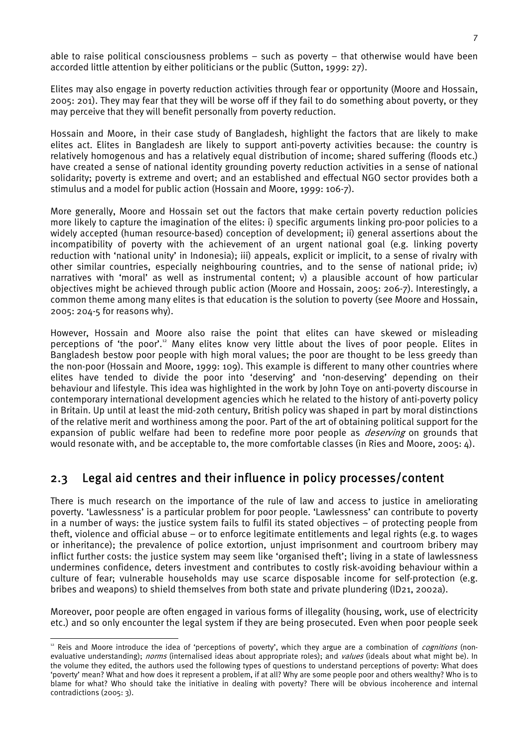able to raise political consciousness problems – such as poverty – that otherwise would have been accorded little attention by either politicians or the public (Sutton, 1999: 27).

Elites may also engage in poverty reduction activities through fear or opportunity (Moore and Hossain, 2005: 201). They may fear that they will be worse off if they fail to do something about poverty, or they may perceive that they will benefit personally from poverty reduction.

Hossain and Moore, in their case study of Bangladesh, highlight the factors that are likely to make elites act. Elites in Bangladesh are likely to support anti-poverty activities because: the country is relatively homogenous and has a relatively equal distribution of income; shared suffering (floods etc.) have created a sense of national identity grounding poverty reduction activities in a sense of national solidarity; poverty is extreme and overt; and an established and effectual NGO sector provides both a stimulus and a model for public action (Hossain and Moore, 1999: 106-7).

More generally, Moore and Hossain set out the factors that make certain poverty reduction policies more likely to capture the imagination of the elites: i) specific arguments linking pro-poor policies to a widely accepted (human resource-based) conception of development; ii) general assertions about the incompatibility of poverty with the achievement of an urgent national goal (e.g. linking poverty reduction with 'national unity' in Indonesia); iii) appeals, explicit or implicit, to a sense of rivalry with other similar countries, especially neighbouring countries, and to the sense of national pride; iv) narratives with 'moral' as well as instrumental content; v) a plausible account of how particular objectives might be achieved through public action (Moore and Hossain, 2005: 206-7). Interestingly, a common theme among many elites is that education is the solution to poverty (see Moore and Hossain, 2005: 204-5 for reasons why).

However, Hossain and Moore also raise the point that elites can have skewed or misleading perceptions of 'the poor'.[12] Many elites know very little about the lives of poor people. Elites in Bangladesh bestow poor people with high moral values; the poor are thought to be less greedy than the non-poor (Hossain and Moore, 1999: 109). This example is different to many other countries where elites have tended to divide the poor into 'deserving' and 'non-deserving' depending on their behaviour and lifestyle. This idea was highlighted in the work by John Toye on anti-poverty discourse in contemporary international development agencies which he related to the history of anti-poverty policy in Britain. Up until at least the mid-20th century, British policy was shaped in part by moral distinctions of the relative merit and worthiness among the poor. Part of the art of obtaining political support for the expansion of public welfare had been to redefine more poor people as *deserving* on grounds that would resonate with, and be acceptable to, the more comfortable classes (in Ries and Moore, 2005: 4).

## 2.3 Legal aid centres and their influence in policy processes/content

There is much research on the importance of the rule of law and access to justice in ameliorating poverty. 'Lawlessness' is a particular problem for poor people. 'Lawlessness' can contribute to poverty in a number of ways: the justice system fails to fulfil its stated objectives – of protecting people from theft, violence and official abuse – or to enforce legitimate entitlements and legal rights (e.g. to wages or inheritance); the prevalence of police extortion, unjust imprisonment and courtroom bribery may inflict further costs: the justice system may seem like 'organised theft'; living in a state of lawlessness undermines confidence, deters investment and contributes to costly risk-avoiding behaviour within a culture of fear; vulnerable households may use scarce disposable income for self-protection (e.g. bribes and weapons) to shield themselves from both state and private plundering (ID21, 2002a).

Moreover, poor people are often engaged in various forms of illegality (housing, work, use of electricity etc.) and so only encounter the legal system if they are being prosecuted. Even when poor people seek

---

[12] Reis and Moore introduce the idea of 'perceptions of poverty', which they argue are a combination of *cognitions* (non-evaluative understanding); *norms* (internalised ideas about appropriate roles); and *values* (ideals about what might be). In the volume they edited, the authors used the following types of questions to understand perceptions of poverty: What does 'poverty' mean? What and how does it represent a problem, if at all? Why are some people poor and others wealthy? Who is to blame for what? Who should take the initiative in dealing with poverty? There will be obvious incoherence and internal contradictions (2005: 3).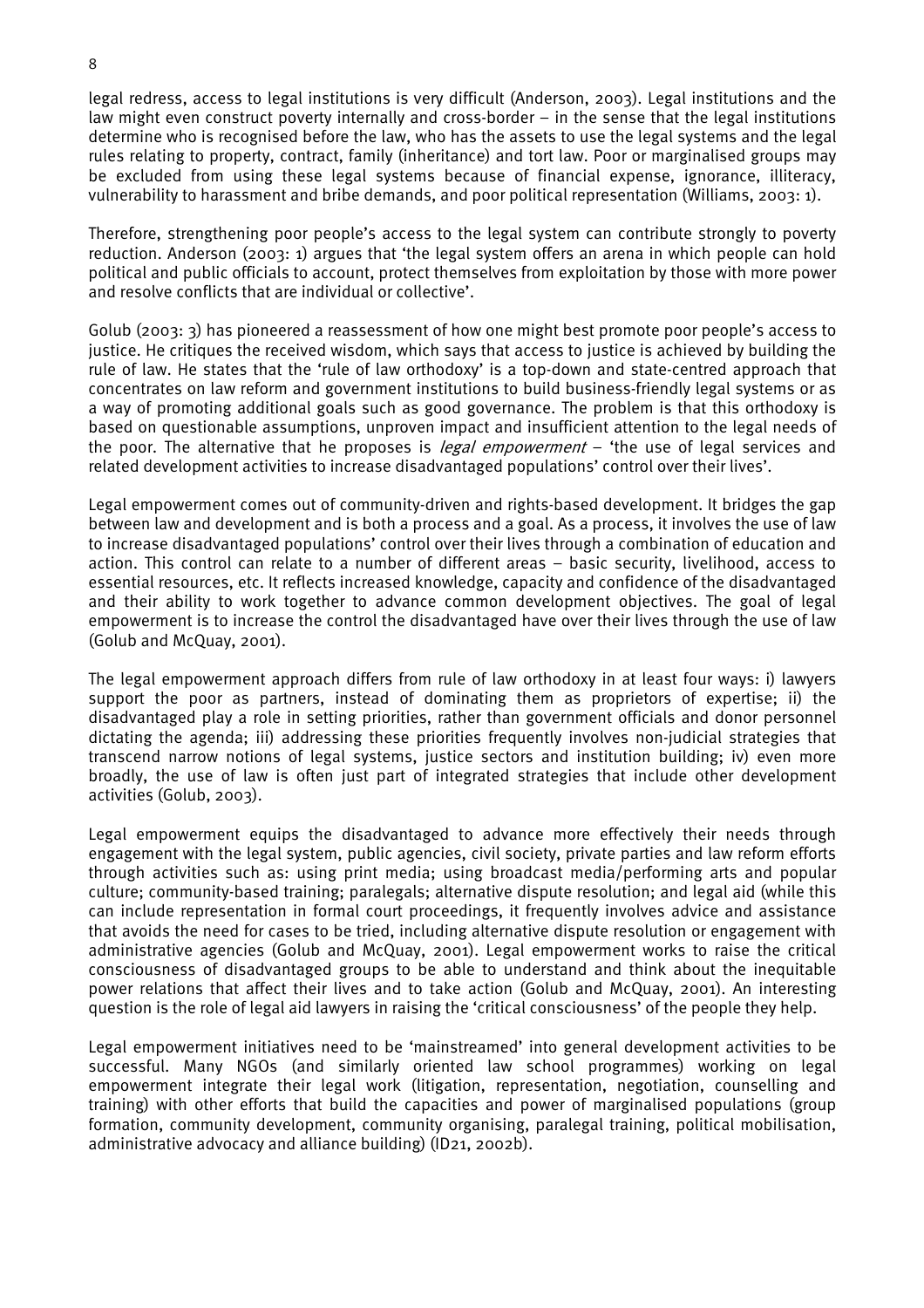legal redress, access to legal institutions is very difficult (Anderson, 2003). Legal institutions and the law might even construct poverty internally and cross-border – in the sense that the legal institutions determine who is recognised before the law, who has the assets to use the legal systems and the legal rules relating to property, contract, family (inheritance) and tort law. Poor or marginalised groups may be excluded from using these legal systems because of financial expense, ignorance, illiteracy, vulnerability to harassment and bribe demands, and poor political representation (Williams, 2003: 1).

Therefore, strengthening poor people's access to the legal system can contribute strongly to poverty reduction. Anderson (2003: 1) argues that 'the legal system offers an arena in which people can hold political and public officials to account, protect themselves from exploitation by those with more power and resolve conflicts that are individual or collective'.

Golub (2003: 3) has pioneered a reassessment of how one might best promote poor people's access to justice. He critiques the received wisdom, which says that access to justice is achieved by building the rule of law. He states that the 'rule of law orthodoxy' is a top-down and state-centred approach that concentrates on law reform and government institutions to build business-friendly legal systems or as a way of promoting additional goals such as good governance. The problem is that this orthodoxy is based on questionable assumptions, unproven impact and insufficient attention to the legal needs of the poor. The alternative that he proposes is *legal empowerment* – 'the use of legal services and related development activities to increase disadvantaged populations' control over their lives'.

Legal empowerment comes out of community-driven and rights-based development. It bridges the gap between law and development and is both a process and a goal. As a process, it involves the use of law to increase disadvantaged populations' control over their lives through a combination of education and action. This control can relate to a number of different areas – basic security, livelihood, access to essential resources, etc. It reflects increased knowledge, capacity and confidence of the disadvantaged and their ability to work together to advance common development objectives. The goal of legal empowerment is to increase the control the disadvantaged have over their lives through the use of law (Golub and McQuay, 2001).

The legal empowerment approach differs from rule of law orthodoxy in at least four ways: i) lawyers support the poor as partners, instead of dominating them as proprietors of expertise; ii) the disadvantaged play a role in setting priorities, rather than government officials and donor personnel dictating the agenda; iii) addressing these priorities frequently involves non-judicial strategies that transcend narrow notions of legal systems, justice sectors and institution building; iv) even more broadly, the use of law is often just part of integrated strategies that include other development activities (Golub, 2003).

Legal empowerment equips the disadvantaged to advance more effectively their needs through engagement with the legal system, public agencies, civil society, private parties and law reform efforts through activities such as: using print media; using broadcast media/performing arts and popular culture; community-based training; paralegals; alternative dispute resolution; and legal aid (while this can include representation in formal court proceedings, it frequently involves advice and assistance that avoids the need for cases to be tried, including alternative dispute resolution or engagement with administrative agencies (Golub and McQuay, 2001). Legal empowerment works to raise the critical consciousness of disadvantaged groups to be able to understand and think about the inequitable power relations that affect their lives and to take action (Golub and McQuay, 2001). An interesting question is the role of legal aid lawyers in raising the 'critical consciousness' of the people they help.

Legal empowerment initiatives need to be 'mainstreamed' into general development activities to be successful. Many NGOs (and similarly oriented law school programmes) working on legal empowerment integrate their legal work (litigation, representation, negotiation, counselling and training) with other efforts that build the capacities and power of marginalised populations (group formation, community development, community organising, paralegal training, political mobilisation, administrative advocacy and alliance building) (ID21, 2002b).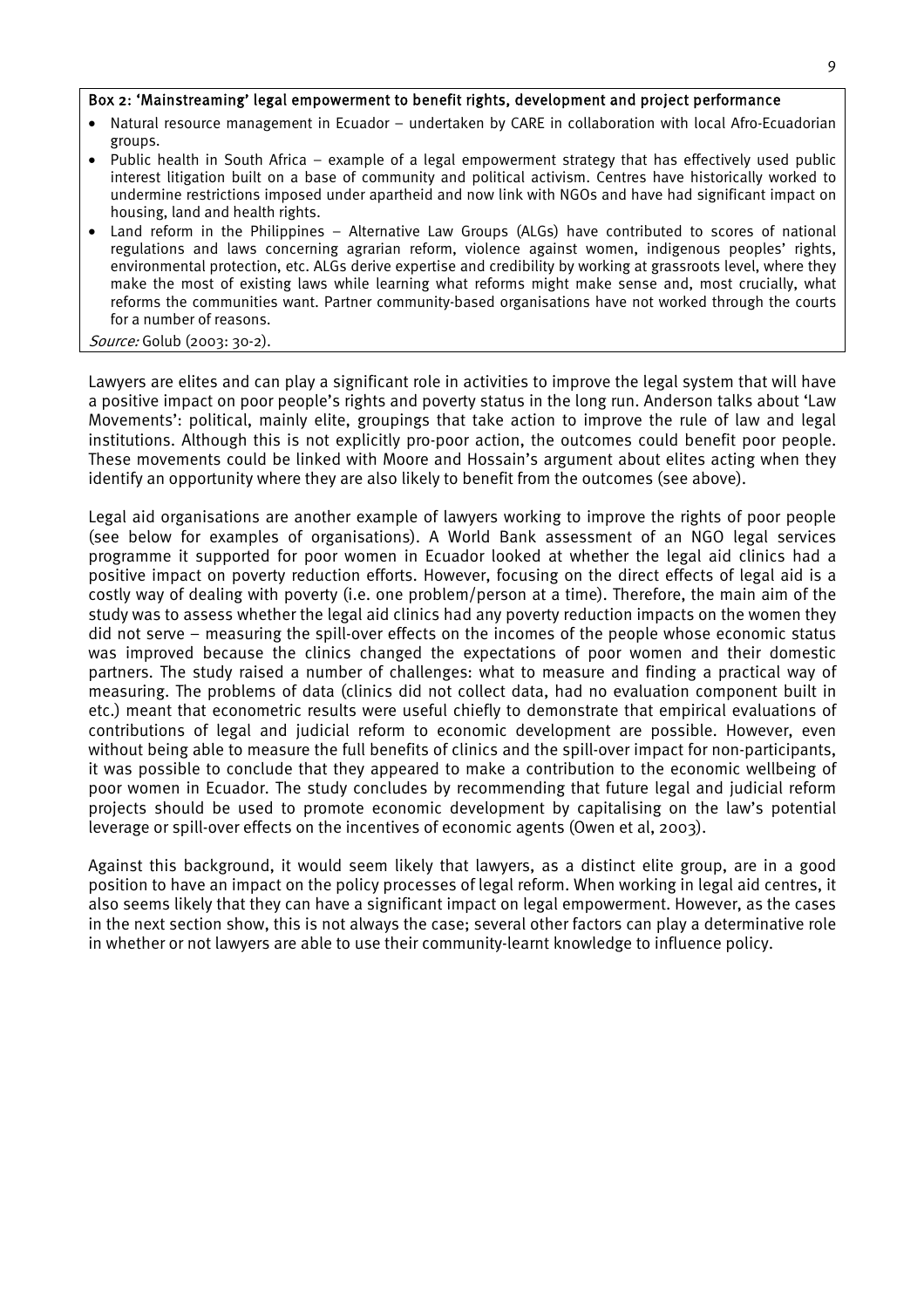**Box 2: 'Mainstreaming' legal empowerment to benefit rights, development and project performance**

- Natural resource management in Ecuador – undertaken by CARE in collaboration with local Afro-Ecuadorian groups.
- Public health in South Africa – example of a legal empowerment strategy that has effectively used public interest litigation built on a base of community and political activism. Centres have historically worked to undermine restrictions imposed under apartheid and now link with NGOs and have had significant impact on housing, land and health rights.
- Land reform in the Philippines – Alternative Law Groups (ALGs) have contributed to scores of national regulations and laws concerning agrarian reform, violence against women, indigenous peoples' rights, environmental protection, etc. ALGs derive expertise and credibility by working at grassroots level, where they make the most of existing laws while learning what reforms might make sense and, most crucially, what reforms the communities want. Partner community-based organisations have not worked through the courts for a number of reasons.

*Source:* Golub (2003: 30-2).

Lawyers are elites and can play a significant role in activities to improve the legal system that will have a positive impact on poor people's rights and poverty status in the long run. Anderson talks about 'Law Movements': political, mainly elite, groupings that take action to improve the rule of law and legal institutions. Although this is not explicitly pro-poor action, the outcomes could benefit poor people. These movements could be linked with Moore and Hossain's argument about elites acting when they identify an opportunity where they are also likely to benefit from the outcomes (see above).

Legal aid organisations are another example of lawyers working to improve the rights of poor people (see below for examples of organisations). A World Bank assessment of an NGO legal services programme it supported for poor women in Ecuador looked at whether the legal aid clinics had a positive impact on poverty reduction efforts. However, focusing on the direct effects of legal aid is a costly way of dealing with poverty (i.e. one problem/person at a time). Therefore, the main aim of the study was to assess whether the legal aid clinics had any poverty reduction impacts on the women they did not serve – measuring the spill-over effects on the incomes of the people whose economic status was improved because the clinics changed the expectations of poor women and their domestic partners. The study raised a number of challenges: what to measure and finding a practical way of measuring. The problems of data (clinics did not collect data, had no evaluation component built in etc.) meant that econometric results were useful chiefly to demonstrate that empirical evaluations of contributions of legal and judicial reform to economic development are possible. However, even without being able to measure the full benefits of clinics and the spill-over impact for non-participants, it was possible to conclude that they appeared to make a contribution to the economic wellbeing of poor women in Ecuador. The study concludes by recommending that future legal and judicial reform projects should be used to promote economic development by capitalising on the law's potential leverage or spill-over effects on the incentives of economic agents (Owen et al, 2003).

Against this background, it would seem likely that lawyers, as a distinct elite group, are in a good position to have an impact on the policy processes of legal reform. When working in legal aid centres, it also seems likely that they can have a significant impact on legal empowerment. However, as the cases in the next section show, this is not always the case; several other factors can play a determinative role in whether or not lawyers are able to use their community-learnt knowledge to influence policy.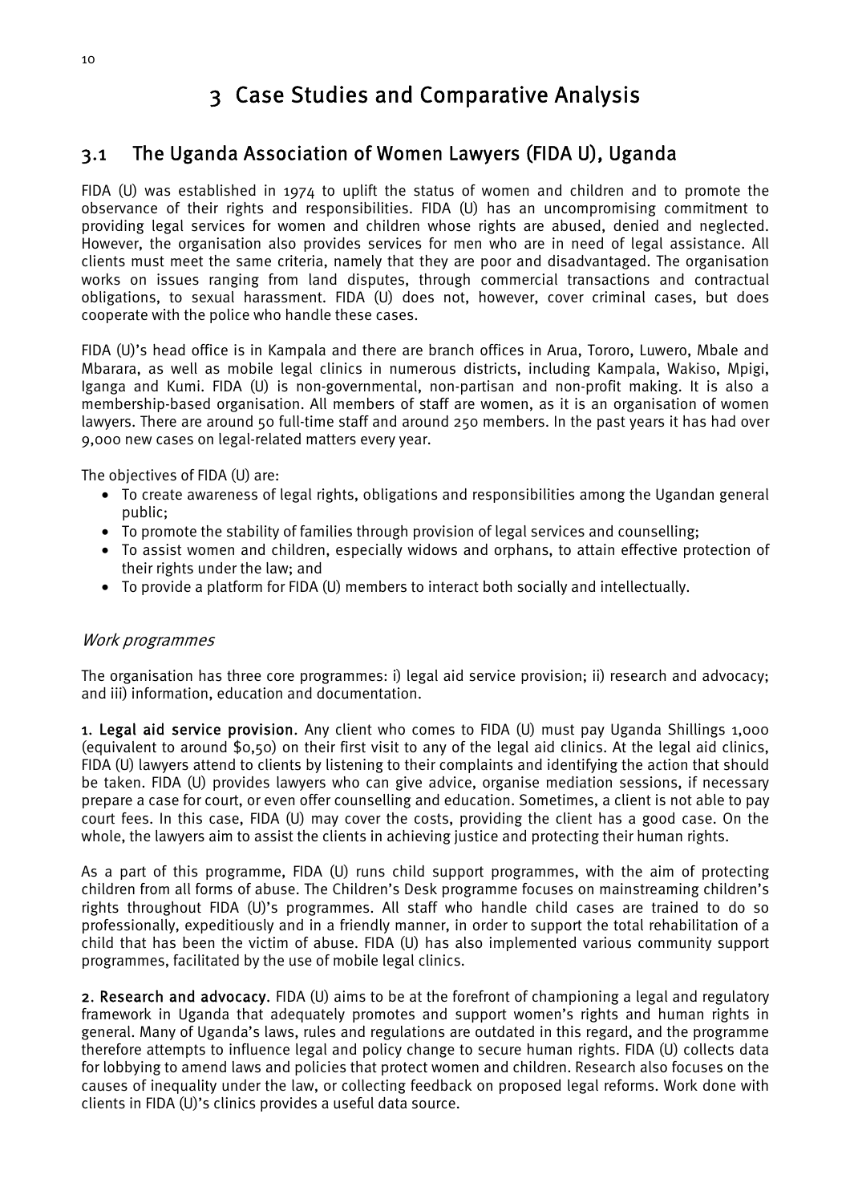# 3 Case Studies and Comparative Analysis

## 3.1 The Uganda Association of Women Lawyers (FIDA U), Uganda

FIDA (U) was established in 1974 to uplift the status of women and children and to promote the observance of their rights and responsibilities. FIDA (U) has an uncompromising commitment to providing legal services for women and children whose rights are abused, denied and neglected. However, the organisation also provides services for men who are in need of legal assistance. All clients must meet the same criteria, namely that they are poor and disadvantaged. The organisation works on issues ranging from land disputes, through commercial transactions and contractual obligations, to sexual harassment. FIDA (U) does not, however, cover criminal cases, but does cooperate with the police who handle these cases.

FIDA (U)'s head office is in Kampala and there are branch offices in Arua, Tororo, Luwero, Mbale and Mbarara, as well as mobile legal clinics in numerous districts, including Kampala, Wakiso, Mpigi, Iganga and Kumi. FIDA (U) is non-governmental, non-partisan and non-profit making. It is also a membership-based organisation. All members of staff are women, as it is an organisation of women lawyers. There are around 50 full-time staff and around 250 members. In the past years it has had over 9,000 new cases on legal-related matters every year.

The objectives of FIDA (U) are:

- To create awareness of legal rights, obligations and responsibilities among the Ugandan general public;
- To promote the stability of families through provision of legal services and counselling;
- To assist women and children, especially widows and orphans, to attain effective protection of their rights under the law; and
- To provide a platform for FIDA (U) members to interact both socially and intellectually.

### *Work programmes*

The organisation has three core programmes: i) legal aid service provision; ii) research and advocacy; and iii) information, education and documentation.

**1. Legal aid service provision**. Any client who comes to FIDA (U) must pay Uganda Shillings 1,000 (equivalent to around $0,50) on their first visit to any of the legal aid clinics. At the legal aid clinics, FIDA (U) lawyers attend to clients by listening to their complaints and identifying the action that should be taken. FIDA (U) provides lawyers who can give advice, organise mediation sessions, if necessary prepare a case for court, or even offer counselling and education. Sometimes, a client is not able to pay court fees. In this case, FIDA (U) may cover the costs, providing the client has a good case. On the whole, the lawyers aim to assist the clients in achieving justice and protecting their human rights.

As a part of this programme, FIDA (U) runs child support programmes, with the aim of protecting children from all forms of abuse. The Children's Desk programme focuses on mainstreaming children's rights throughout FIDA (U)'s programmes. All staff who handle child cases are trained to do so professionally, expeditiously and in a friendly manner, in order to support the total rehabilitation of a child that has been the victim of abuse. FIDA (U) has also implemented various community support programmes, facilitated by the use of mobile legal clinics.

**2. Research and advocacy.** FIDA (U) aims to be at the forefront of championing a legal and regulatory framework in Uganda that adequately promotes and support women's rights and human rights in general. Many of Uganda's laws, rules and regulations are outdated in this regard, and the programme therefore attempts to influence legal and policy change to secure human rights. FIDA (U) collects data for lobbying to amend laws and policies that protect women and children. Research also focuses on the causes of inequality under the law, or collecting feedback on proposed legal reforms. Work done with clients in FIDA (U)'s clinics provides a useful data source.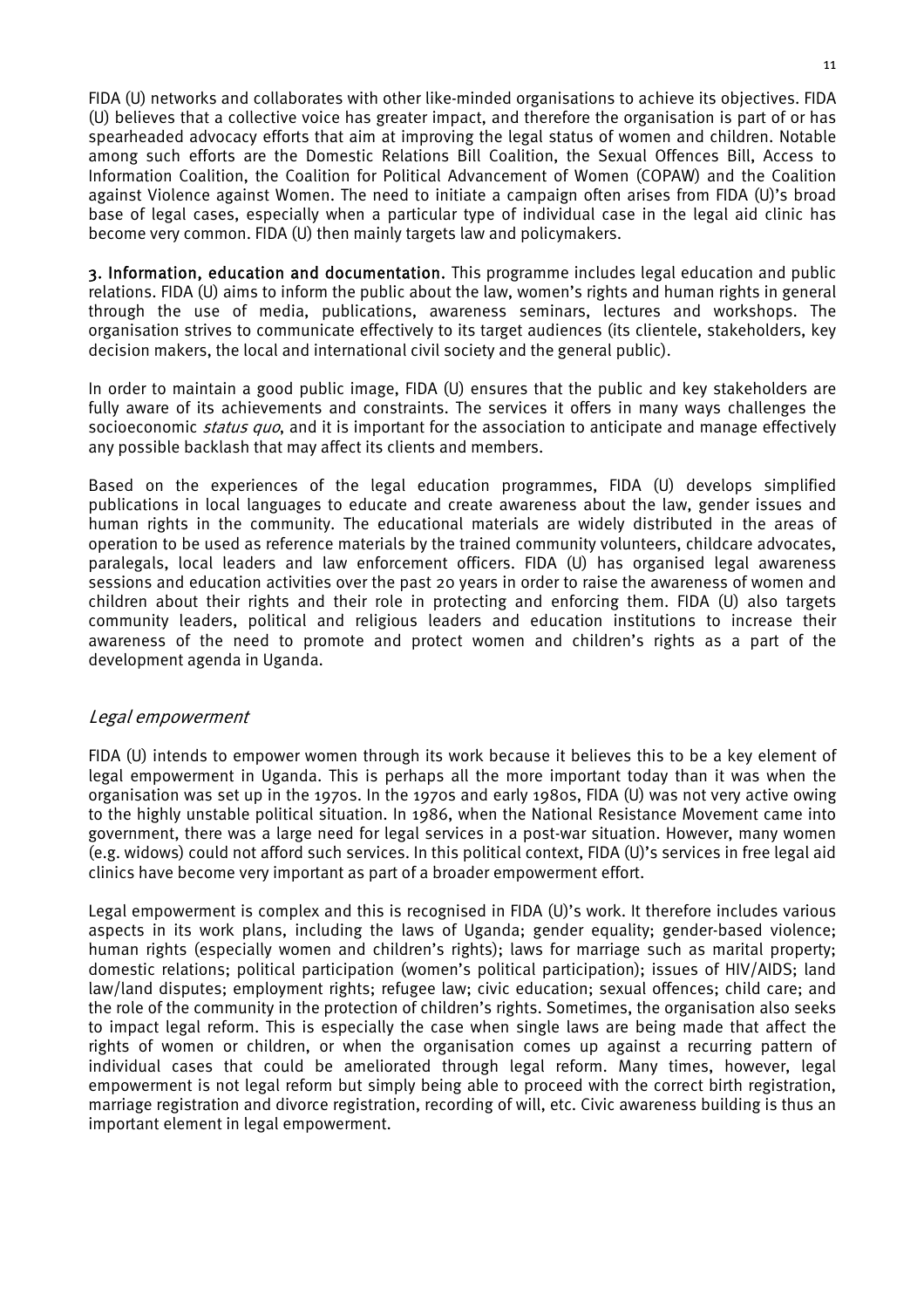FIDA (U) networks and collaborates with other like-minded organisations to achieve its objectives. FIDA (U) believes that a collective voice has greater impact, and therefore the organisation is part of or has spearheaded advocacy efforts that aim at improving the legal status of women and children. Notable among such efforts are the Domestic Relations Bill Coalition, the Sexual Offences Bill, Access to Information Coalition, the Coalition for Political Advancement of Women (COPAW) and the Coalition against Violence against Women. The need to initiate a campaign often arises from FIDA (U)'s broad base of legal cases, especially when a particular type of individual case in the legal aid clinic has become very common. FIDA (U) then mainly targets law and policymakers.

**3. Information, education and documentation.** This programme includes legal education and public relations. FIDA (U) aims to inform the public about the law, women's rights and human rights in general through the use of media, publications, awareness seminars, lectures and workshops. The organisation strives to communicate effectively to its target audiences (its clientele, stakeholders, key decision makers, the local and international civil society and the general public).

In order to maintain a good public image, FIDA (U) ensures that the public and key stakeholders are fully aware of its achievements and constraints. The services it offers in many ways challenges the socioeconomic *status quo*, and it is important for the association to anticipate and manage effectively any possible backlash that may affect its clients and members.

Based on the experiences of the legal education programmes, FIDA (U) develops simplified publications in local languages to educate and create awareness about the law, gender issues and human rights in the community. The educational materials are widely distributed in the areas of operation to be used as reference materials by the trained community volunteers, childcare advocates, paralegals, local leaders and law enforcement officers. FIDA (U) has organised legal awareness sessions and education activities over the past 20 years in order to raise the awareness of women and children about their rights and their role in protecting and enforcing them. FIDA (U) also targets community leaders, political and religious leaders and education institutions to increase their awareness of the need to promote and protect women and children's rights as a part of the development agenda in Uganda.

### *Legal empowerment*

FIDA (U) intends to empower women through its work because it believes this to be a key element of legal empowerment in Uganda. This is perhaps all the more important today than it was when the organisation was set up in the 1970s. In the 1970s and early 1980s, FIDA (U) was not very active owing to the highly unstable political situation. In 1986, when the National Resistance Movement came into government, there was a large need for legal services in a post-war situation. However, many women (e.g. widows) could not afford such services. In this political context, FIDA (U)'s services in free legal aid clinics have become very important as part of a broader empowerment effort.

Legal empowerment is complex and this is recognised in FIDA (U)'s work. It therefore includes various aspects in its work plans, including the laws of Uganda; gender equality; gender-based violence; human rights (especially women and children's rights); laws for marriage such as marital property; domestic relations; political participation (women's political participation); issues of HIV/AIDS; land law/land disputes; employment rights; refugee law; civic education; sexual offences; child care; and the role of the community in the protection of children's rights. Sometimes, the organisation also seeks to impact legal reform. This is especially the case when single laws are being made that affect the rights of women or children, or when the organisation comes up against a recurring pattern of individual cases that could be ameliorated through legal reform. Many times, however, legal empowerment is not legal reform but simply being able to proceed with the correct birth registration, marriage registration and divorce registration, recording of will, etc. Civic awareness building is thus an important element in legal empowerment.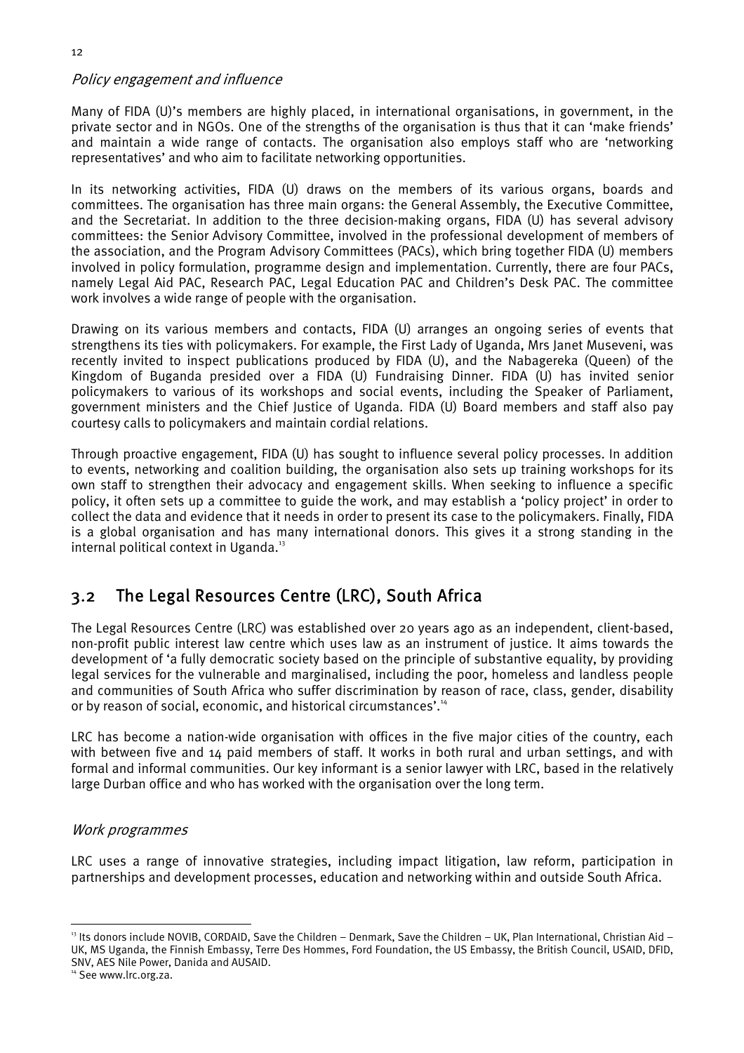*Policy engagement and influence*

Many of FIDA (U)'s members are highly placed, in international organisations, in government, in the private sector and in NGOs. One of the strengths of the organisation is thus that it can 'make friends' and maintain a wide range of contacts. The organisation also employs staff who are 'networking representatives' and who aim to facilitate networking opportunities.

In its networking activities, FIDA (U) draws on the members of its various organs, boards and committees. The organisation has three main organs: the General Assembly, the Executive Committee, and the Secretariat. In addition to the three decision-making organs, FIDA (U) has several advisory committees: the Senior Advisory Committee, involved in the professional development of members of the association, and the Program Advisory Committees (PACs), which bring together FIDA (U) members involved in policy formulation, programme design and implementation. Currently, there are four PACs, namely Legal Aid PAC, Research PAC, Legal Education PAC and Children's Desk PAC. The committee work involves a wide range of people with the organisation.

Drawing on its various members and contacts, FIDA (U) arranges an ongoing series of events that strengthens its ties with policymakers. For example, the First Lady of Uganda, Mrs Janet Museveni, was recently invited to inspect publications produced by FIDA (U), and the Nabagereka (Queen) of the Kingdom of Buganda presided over a FIDA (U) Fundraising Dinner. FIDA (U) has invited senior policymakers to various of its workshops and social events, including the Speaker of Parliament, government ministers and the Chief Justice of Uganda. FIDA (U) Board members and staff also pay courtesy calls to policymakers and maintain cordial relations.

Through proactive engagement, FIDA (U) has sought to influence several policy processes. In addition to events, networking and coalition building, the organisation also sets up training workshops for its own staff to strengthen their advocacy and engagement skills. When seeking to influence a specific policy, it often sets up a committee to guide the work, and may establish a 'policy project' in order to collect the data and evidence that it needs in order to present its case to the policymakers. Finally, FIDA is a global organisation and has many international donors. This gives it a strong standing in the internal political context in Uganda.[13]

## 3.2 The Legal Resources Centre (LRC), South Africa

The Legal Resources Centre (LRC) was established over 20 years ago as an independent, client-based, non-profit public interest law centre which uses law as an instrument of justice. It aims towards the development of 'a fully democratic society based on the principle of substantive equality, by providing legal services for the vulnerable and marginalised, including the poor, homeless and landless people and communities of South Africa who suffer discrimination by reason of race, class, gender, disability or by reason of social, economic, and historical circumstances'.[14]

LRC has become a nation-wide organisation with offices in the five major cities of the country, each with between five and 14 paid members of staff. It works in both rural and urban settings, and with formal and informal communities. Our key informant is a senior lawyer with LRC, based in the relatively large Durban office and who has worked with the organisation over the long term.

*Work programmes*

LRC uses a range of innovative strategies, including impact litigation, law reform, participation in partnerships and development processes, education and networking within and outside South Africa.

---

[13] Its donors include NOVIB, CORDAID, Save the Children – Denmark, Save the Children – UK, Plan International, Christian Aid – UK, MS Uganda, the Finnish Embassy, Terre Des Hommes, Ford Foundation, the US Embassy, the British Council, USAID, DFID, SNV, AES Nile Power, Danida and AUSAID.

[14] See www.lrc.org.za.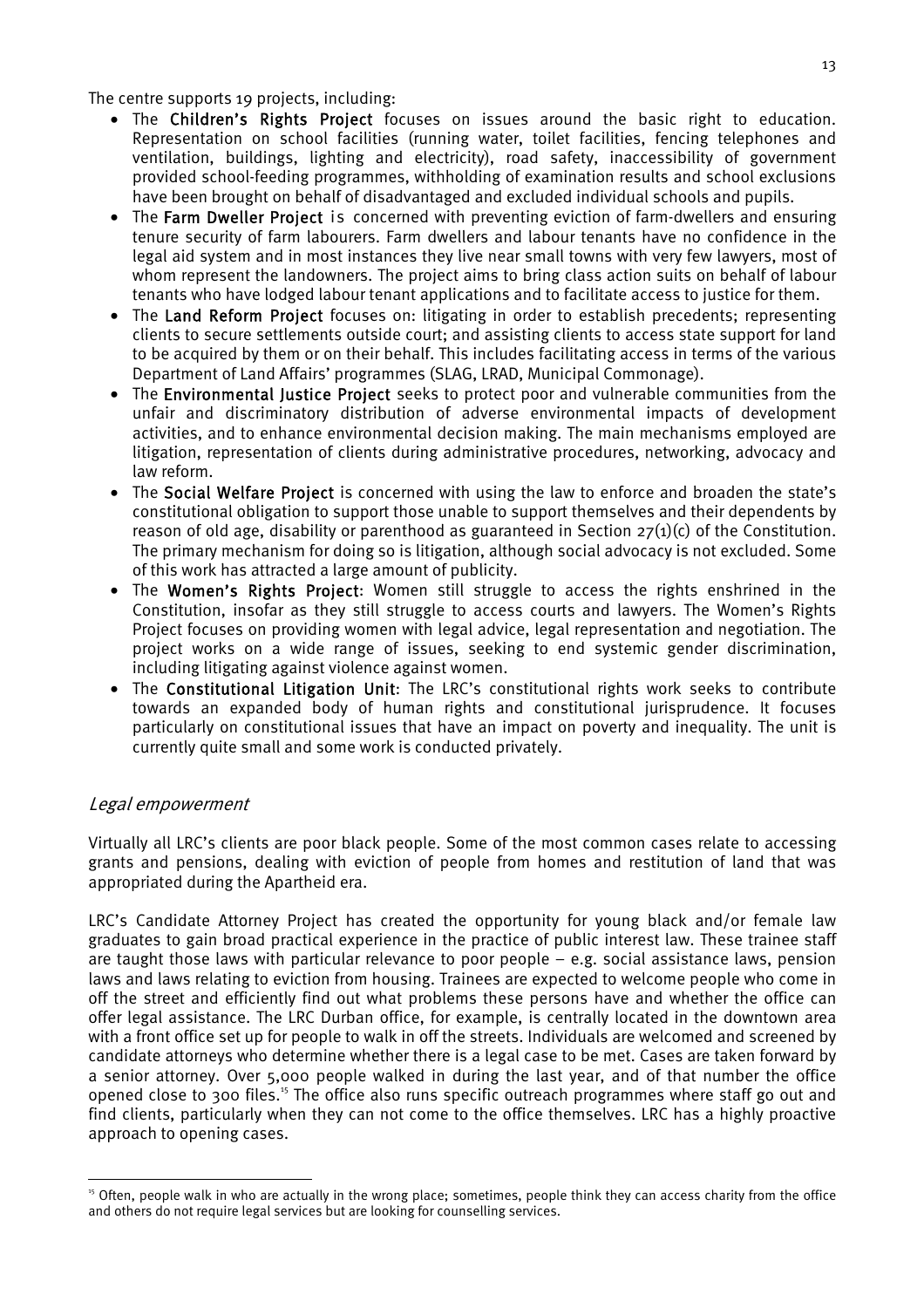The centre supports 19 projects, including:

- The **Children's Rights Project** focuses on issues around the basic right to education. Representation on school facilities (running water, toilet facilities, fencing telephones and ventilation, buildings, lighting and electricity), road safety, inaccessibility of government provided school-feeding programmes, withholding of examination results and school exclusions have been brought on behalf of disadvantaged and excluded individual schools and pupils.
- The **Farm Dweller Project** is concerned with preventing eviction of farm-dwellers and ensuring tenure security of farm labourers. Farm dwellers and labour tenants have no confidence in the legal aid system and in most instances they live near small towns with very few lawyers, most of whom represent the landowners. The project aims to bring class action suits on behalf of labour tenants who have lodged labour tenant applications and to facilitate access to justice for them.
- The **Land Reform Project** focuses on: litigating in order to establish precedents; representing clients to secure settlements outside court; and assisting clients to access state support for land to be acquired by them or on their behalf. This includes facilitating access in terms of the various Department of Land Affairs' programmes (SLAG, LRAD, Municipal Commonage).
- The **Environmental Justice Project** seeks to protect poor and vulnerable communities from the unfair and discriminatory distribution of adverse environmental impacts of development activities, and to enhance environmental decision making. The main mechanisms employed are litigation, representation of clients during administrative procedures, networking, advocacy and law reform.
- The **Social Welfare Project** is concerned with using the law to enforce and broaden the state's constitutional obligation to support those unable to support themselves and their dependents by reason of old age, disability or parenthood as guaranteed in Section 27(1)(c) of the Constitution. The primary mechanism for doing so is litigation, although social advocacy is not excluded. Some of this work has attracted a large amount of publicity.
- The **Women's Rights Project**: Women still struggle to access the rights enshrined in the Constitution, insofar as they still struggle to access courts and lawyers. The Women's Rights Project focuses on providing women with legal advice, legal representation and negotiation. The project works on a wide range of issues, seeking to end systemic gender discrimination, including litigating against violence against women.
- The **Constitutional Litigation Unit**: The LRC's constitutional rights work seeks to contribute towards an expanded body of human rights and constitutional jurisprudence. It focuses particularly on constitutional issues that have an impact on poverty and inequality. The unit is currently quite small and some work is conducted privately.

### *Legal empowerment*

Virtually all LRC's clients are poor black people. Some of the most common cases relate to accessing grants and pensions, dealing with eviction of people from homes and restitution of land that was appropriated during the Apartheid era.

LRC's Candidate Attorney Project has created the opportunity for young black and/or female law graduates to gain broad practical experience in the practice of public interest law. These trainee staff are taught those laws with particular relevance to poor people – e.g. social assistance laws, pension laws and laws relating to eviction from housing. Trainees are expected to welcome people who come in off the street and efficiently find out what problems these persons have and whether the office can offer legal assistance. The LRC Durban office, for example, is centrally located in the downtown area with a front office set up for people to walk in off the streets. Individuals are welcomed and screened by candidate attorneys who determine whether there is a legal case to be met. Cases are taken forward by a senior attorney. Over 5,000 people walked in during the last year, and of that number the office opened close to 300 files.[15] The office also runs specific outreach programmes where staff go out and find clients, particularly when they can not come to the office themselves. LRC has a highly proactive approach to opening cases.

[15] Often, people walk in who are actually in the wrong place; sometimes, people think they can access charity from the office and others do not require legal services but are looking for counselling services.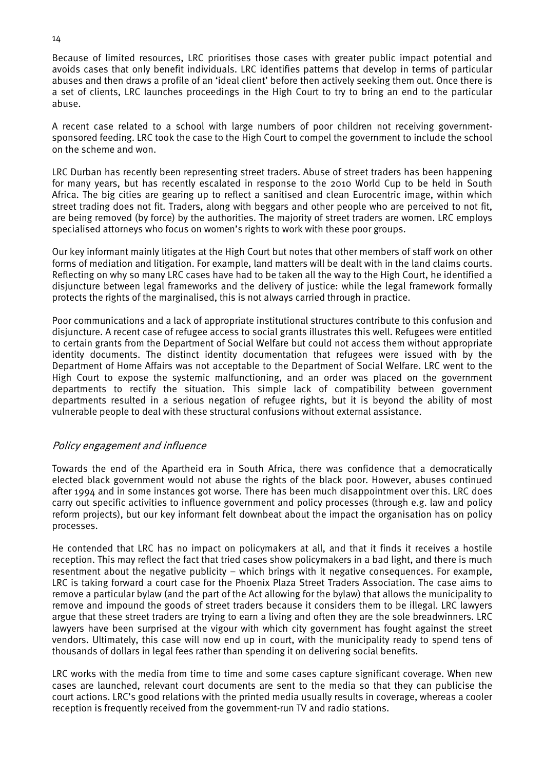Because of limited resources, LRC prioritises those cases with greater public impact potential and avoids cases that only benefit individuals. LRC identifies patterns that develop in terms of particular abuses and then draws a profile of an 'ideal client' before then actively seeking them out. Once there is a set of clients, LRC launches proceedings in the High Court to try to bring an end to the particular abuse.

A recent case related to a school with large numbers of poor children not receiving government-sponsored feeding. LRC took the case to the High Court to compel the government to include the school on the scheme and won.

LRC Durban has recently been representing street traders. Abuse of street traders has been happening for many years, but has recently escalated in response to the 2010 World Cup to be held in South Africa. The big cities are gearing up to reflect a sanitised and clean Eurocentric image, within which street trading does not fit. Traders, along with beggars and other people who are perceived to not fit, are being removed (by force) by the authorities. The majority of street traders are women. LRC employs specialised attorneys who focus on women's rights to work with these poor groups.

Our key informant mainly litigates at the High Court but notes that other members of staff work on other forms of mediation and litigation. For example, land matters will be dealt with in the land claims courts. Reflecting on why so many LRC cases have had to be taken all the way to the High Court, he identified a disjuncture between legal frameworks and the delivery of justice: while the legal framework formally protects the rights of the marginalised, this is not always carried through in practice.

Poor communications and a lack of appropriate institutional structures contribute to this confusion and disjuncture. A recent case of refugee access to social grants illustrates this well. Refugees were entitled to certain grants from the Department of Social Welfare but could not access them without appropriate identity documents. The distinct identity documentation that refugees were issued with by the Department of Home Affairs was not acceptable to the Department of Social Welfare. LRC went to the High Court to expose the systemic malfunctioning, and an order was placed on the government departments to rectify the situation. This simple lack of compatibility between government departments resulted in a serious negation of refugee rights, but it is beyond the ability of most vulnerable people to deal with these structural confusions without external assistance.

### *Policy engagement and influence*

Towards the end of the Apartheid era in South Africa, there was confidence that a democratically elected black government would not abuse the rights of the black poor. However, abuses continued after 1994 and in some instances got worse. There has been much disappointment over this. LRC does carry out specific activities to influence government and policy processes (through e.g. law and policy reform projects), but our key informant felt downbeat about the impact the organisation has on policy processes.

He contended that LRC has no impact on policymakers at all, and that it finds it receives a hostile reception. This may reflect the fact that tried cases show policymakers in a bad light, and there is much resentment about the negative publicity – which brings with it negative consequences. For example, LRC is taking forward a court case for the Phoenix Plaza Street Traders Association. The case aims to remove a particular bylaw (and the part of the Act allowing for the bylaw) that allows the municipality to remove and impound the goods of street traders because it considers them to be illegal. LRC lawyers argue that these street traders are trying to earn a living and often they are the sole breadwinners. LRC lawyers have been surprised at the vigour with which city government has fought against the street vendors. Ultimately, this case will now end up in court, with the municipality ready to spend tens of thousands of dollars in legal fees rather than spending it on delivering social benefits.

LRC works with the media from time to time and some cases capture significant coverage. When new cases are launched, relevant court documents are sent to the media so that they can publicise the court actions. LRC's good relations with the printed media usually results in coverage, whereas a cooler reception is frequently received from the government-run TV and radio stations.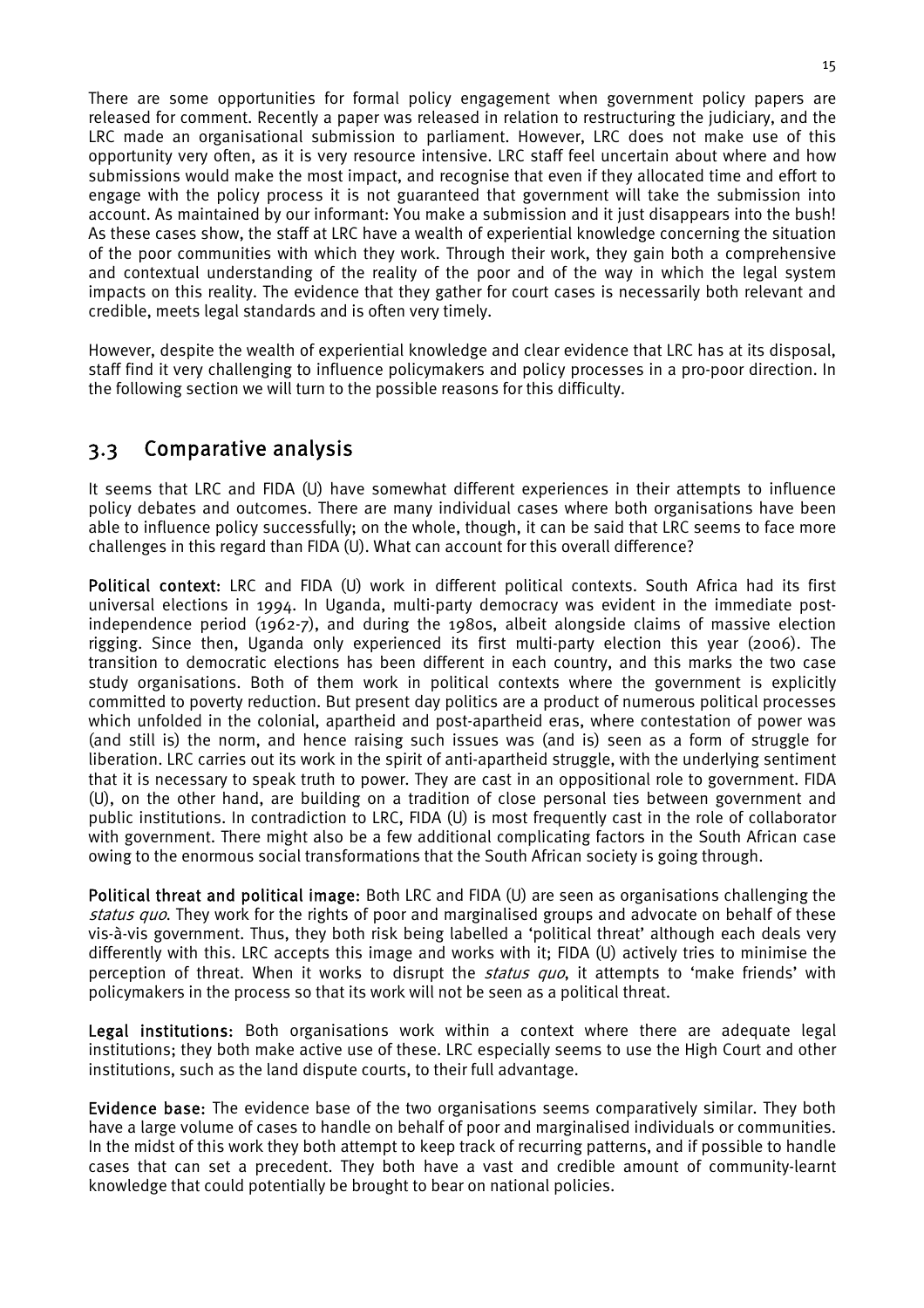There are some opportunities for formal policy engagement when government policy papers are released for comment. Recently a paper was released in relation to restructuring the judiciary, and the LRC made an organisational submission to parliament. However, LRC does not make use of this opportunity very often, as it is very resource intensive. LRC staff feel uncertain about where and how submissions would make the most impact, and recognise that even if they allocated time and effort to engage with the policy process it is not guaranteed that government will take the submission into account. As maintained by our informant: You make a submission and it just disappears into the bush! As these cases show, the staff at LRC have a wealth of experiential knowledge concerning the situation of the poor communities with which they work. Through their work, they gain both a comprehensive and contextual understanding of the reality of the poor and of the way in which the legal system impacts on this reality. The evidence that they gather for court cases is necessarily both relevant and credible, meets legal standards and is often very timely.

However, despite the wealth of experiential knowledge and clear evidence that LRC has at its disposal, staff find it very challenging to influence policymakers and policy processes in a pro-poor direction. In the following section we will turn to the possible reasons for this difficulty.

## 3.3 Comparative analysis

It seems that LRC and FIDA (U) have somewhat different experiences in their attempts to influence policy debates and outcomes. There are many individual cases where both organisations have been able to influence policy successfully; on the whole, though, it can be said that LRC seems to face more challenges in this regard than FIDA (U). What can account for this overall difference?

**Political context:** LRC and FIDA (U) work in different political contexts. South Africa had its first universal elections in 1994. In Uganda, multi-party democracy was evident in the immediate post-independence period (1962-7), and during the 1980s, albeit alongside claims of massive election rigging. Since then, Uganda only experienced its first multi-party election this year (2006). The transition to democratic elections has been different in each country, and this marks the two case study organisations. Both of them work in political contexts where the government is explicitly committed to poverty reduction. But present day politics are a product of numerous political processes which unfolded in the colonial, apartheid and post-apartheid eras, where contestation of power was (and still is) the norm, and hence raising such issues was (and is) seen as a form of struggle for liberation. LRC carries out its work in the spirit of anti-apartheid struggle, with the underlying sentiment that it is necessary to speak truth to power. They are cast in an oppositional role to government. FIDA (U), on the other hand, are building on a tradition of close personal ties between government and public institutions. In contradiction to LRC, FIDA (U) is most frequently cast in the role of collaborator with government. There might also be a few additional complicating factors in the South African case owing to the enormous social transformations that the South African society is going through.

**Political threat and political image:** Both LRC and FIDA (U) are seen as organisations challenging the *status quo*. They work for the rights of poor and marginalised groups and advocate on behalf of these vis-à-vis government. Thus, they both risk being labelled a 'political threat' although each deals very differently with this. LRC accepts this image and works with it; FIDA (U) actively tries to minimise the perception of threat. When it works to disrupt the *status quo*, it attempts to 'make friends' with policymakers in the process so that its work will not be seen as a political threat.

**Legal institutions:** Both organisations work within a context where there are adequate legal institutions; they both make active use of these. LRC especially seems to use the High Court and other institutions, such as the land dispute courts, to their full advantage.

**Evidence base:** The evidence base of the two organisations seems comparatively similar. They both have a large volume of cases to handle on behalf of poor and marginalised individuals or communities. In the midst of this work they both attempt to keep track of recurring patterns, and if possible to handle cases that can set a precedent. They both have a vast and credible amount of community-learnt knowledge that could potentially be brought to bear on national policies.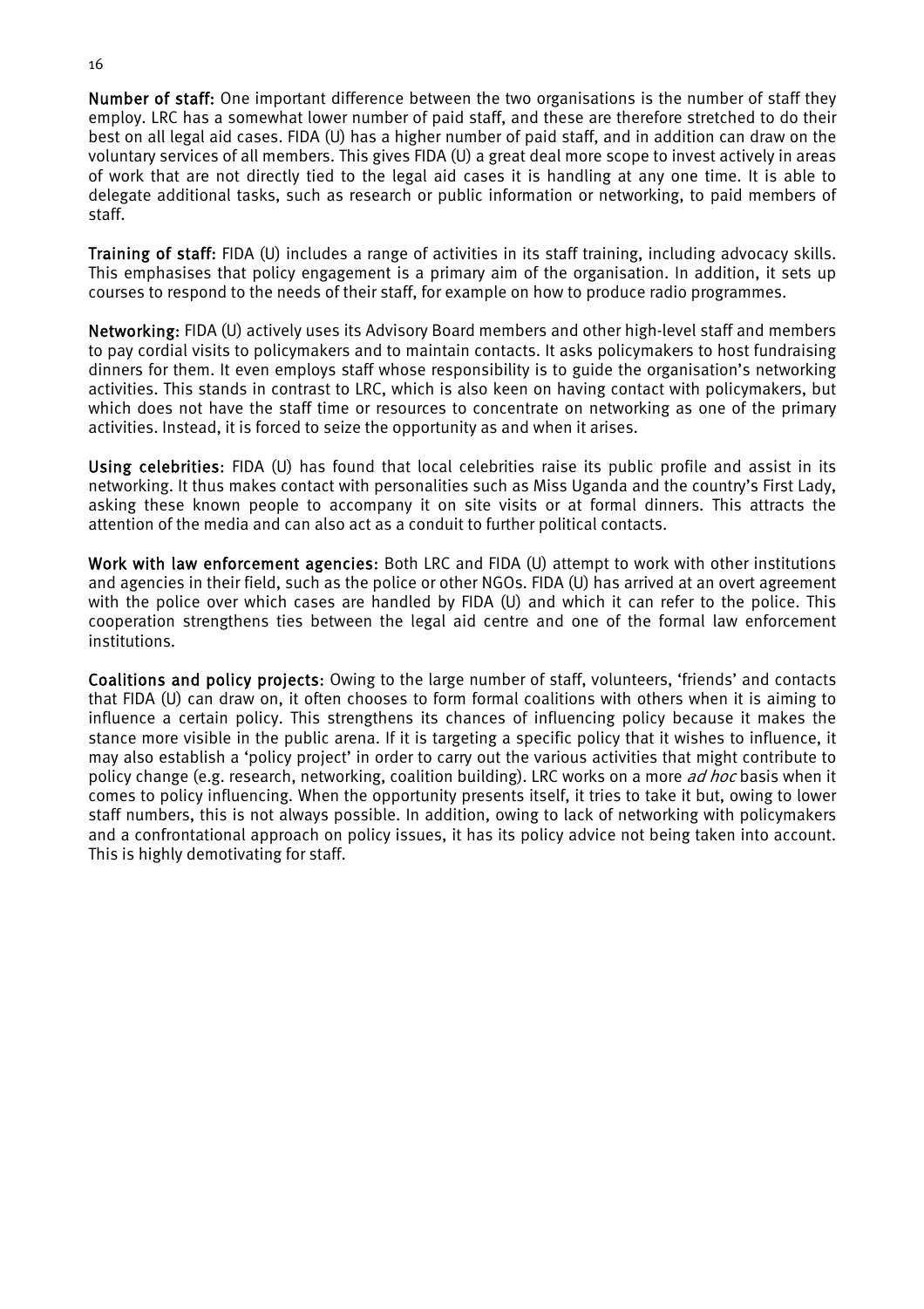**Number of staff:** One important difference between the two organisations is the number of staff they employ. LRC has a somewhat lower number of paid staff, and these are therefore stretched to do their best on all legal aid cases. FIDA (U) has a higher number of paid staff, and in addition can draw on the voluntary services of all members. This gives FIDA (U) a great deal more scope to invest actively in areas of work that are not directly tied to the legal aid cases it is handling at any one time. It is able to delegate additional tasks, such as research or public information or networking, to paid members of staff.

**Training of staff:** FIDA (U) includes a range of activities in its staff training, including advocacy skills. This emphasises that policy engagement is a primary aim of the organisation. In addition, it sets up courses to respond to the needs of their staff, for example on how to produce radio programmes.

**Networking:** FIDA (U) actively uses its Advisory Board members and other high-level staff and members to pay cordial visits to policymakers and to maintain contacts. It asks policymakers to host fundraising dinners for them. It even employs staff whose responsibility is to guide the organisation's networking activities. This stands in contrast to LRC, which is also keen on having contact with policymakers, but which does not have the staff time or resources to concentrate on networking as one of the primary activities. Instead, it is forced to seize the opportunity as and when it arises.

**Using celebrities:** FIDA (U) has found that local celebrities raise its public profile and assist in its networking. It thus makes contact with personalities such as Miss Uganda and the country's First Lady, asking these known people to accompany it on site visits or at formal dinners. This attracts the attention of the media and can also act as a conduit to further political contacts.

**Work with law enforcement agencies:** Both LRC and FIDA (U) attempt to work with other institutions and agencies in their field, such as the police or other NGOs. FIDA (U) has arrived at an overt agreement with the police over which cases are handled by FIDA (U) and which it can refer to the police. This cooperation strengthens ties between the legal aid centre and one of the formal law enforcement institutions.

**Coalitions and policy projects:** Owing to the large number of staff, volunteers, 'friends' and contacts that FIDA (U) can draw on, it often chooses to form formal coalitions with others when it is aiming to influence a certain policy. This strengthens its chances of influencing policy because it makes the stance more visible in the public arena. If it is targeting a specific policy that it wishes to influence, it may also establish a 'policy project' in order to carry out the various activities that might contribute to policy change (e.g. research, networking, coalition building). LRC works on a more *ad hoc* basis when it comes to policy influencing. When the opportunity presents itself, it tries to take it but, owing to lower staff numbers, this is not always possible. In addition, owing to lack of networking with policymakers and a confrontational approach on policy issues, it has its policy advice not being taken into account. This is highly demotivating for staff.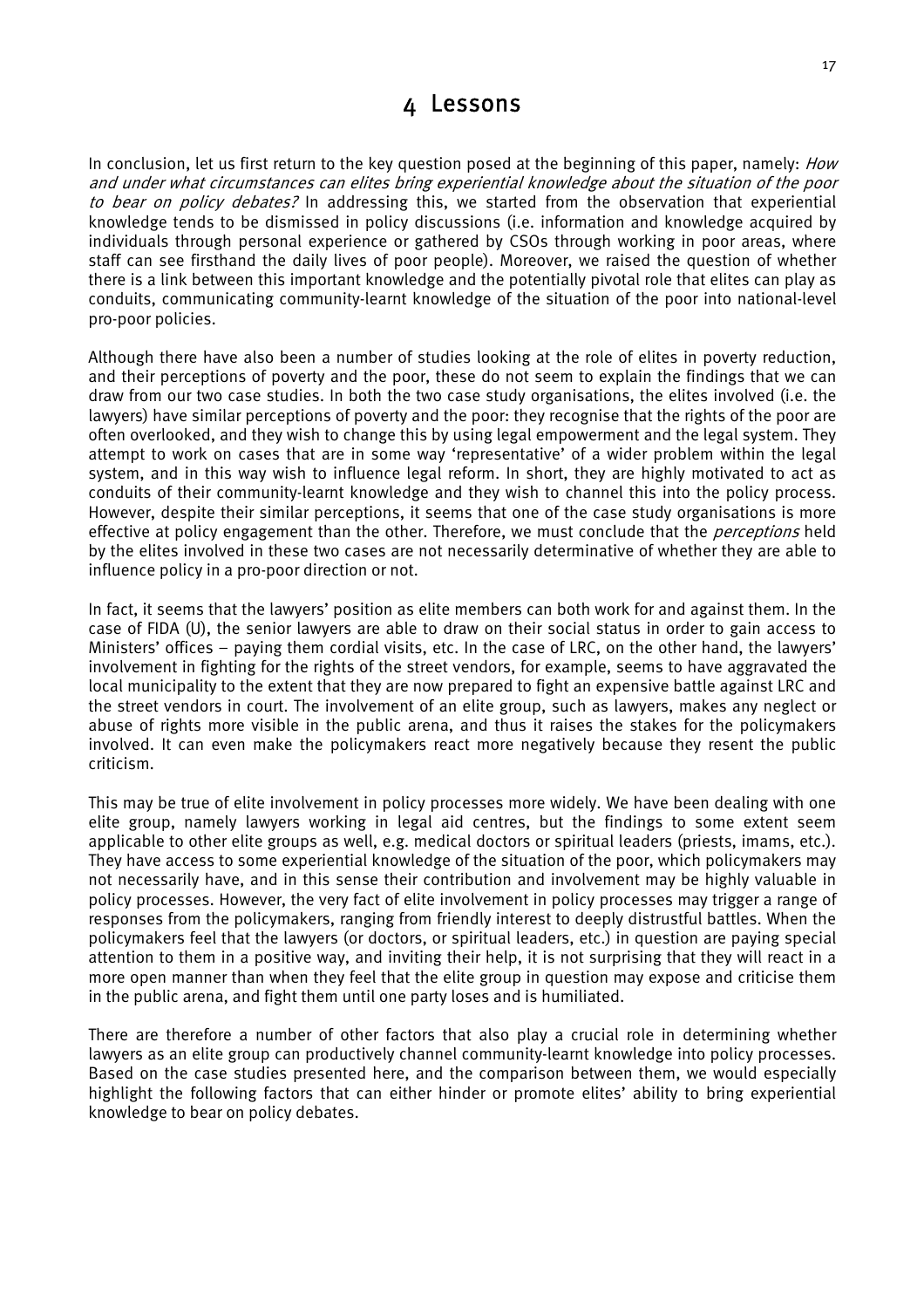# 4 Lessons

In conclusion, let us first return to the key question posed at the beginning of this paper, namely: *How and under what circumstances can elites bring experiential knowledge about the situation of the poor to bear on policy debates?* In addressing this, we started from the observation that experiential knowledge tends to be dismissed in policy discussions (i.e. information and knowledge acquired by individuals through personal experience or gathered by CSOs through working in poor areas, where staff can see firsthand the daily lives of poor people). Moreover, we raised the question of whether there is a link between this important knowledge and the potentially pivotal role that elites can play as conduits, communicating community-learnt knowledge of the situation of the poor into national-level pro-poor policies.

Although there have also been a number of studies looking at the role of elites in poverty reduction, and their perceptions of poverty and the poor, these do not seem to explain the findings that we can draw from our two case studies. In both the two case study organisations, the elites involved (i.e. the lawyers) have similar perceptions of poverty and the poor: they recognise that the rights of the poor are often overlooked, and they wish to change this by using legal empowerment and the legal system. They attempt to work on cases that are in some way 'representative' of a wider problem within the legal system, and in this way wish to influence legal reform. In short, they are highly motivated to act as conduits of their community-learnt knowledge and they wish to channel this into the policy process. However, despite their similar perceptions, it seems that one of the case study organisations is more effective at policy engagement than the other. Therefore, we must conclude that the *perceptions* held by the elites involved in these two cases are not necessarily determinative of whether they are able to influence policy in a pro-poor direction or not.

In fact, it seems that the lawyers' position as elite members can both work for and against them. In the case of FIDA (U), the senior lawyers are able to draw on their social status in order to gain access to Ministers' offices – paying them cordial visits, etc. In the case of LRC, on the other hand, the lawyers' involvement in fighting for the rights of the street vendors, for example, seems to have aggravated the local municipality to the extent that they are now prepared to fight an expensive battle against LRC and the street vendors in court. The involvement of an elite group, such as lawyers, makes any neglect or abuse of rights more visible in the public arena, and thus it raises the stakes for the policymakers involved. It can even make the policymakers react more negatively because they resent the public criticism.

This may be true of elite involvement in policy processes more widely. We have been dealing with one elite group, namely lawyers working in legal aid centres, but the findings to some extent seem applicable to other elite groups as well, e.g. medical doctors or spiritual leaders (priests, imams, etc.). They have access to some experiential knowledge of the situation of the poor, which policymakers may not necessarily have, and in this sense their contribution and involvement may be highly valuable in policy processes. However, the very fact of elite involvement in policy processes may trigger a range of responses from the policymakers, ranging from friendly interest to deeply distrustful battles. When the policymakers feel that the lawyers (or doctors, or spiritual leaders, etc.) in question are paying special attention to them in a positive way, and inviting their help, it is not surprising that they will react in a more open manner than when they feel that the elite group in question may expose and criticise them in the public arena, and fight them until one party loses and is humiliated.

There are therefore a number of other factors that also play a crucial role in determining whether lawyers as an elite group can productively channel community-learnt knowledge into policy processes. Based on the case studies presented here, and the comparison between them, we would especially highlight the following factors that can either hinder or promote elites' ability to bring experiential knowledge to bear on policy debates.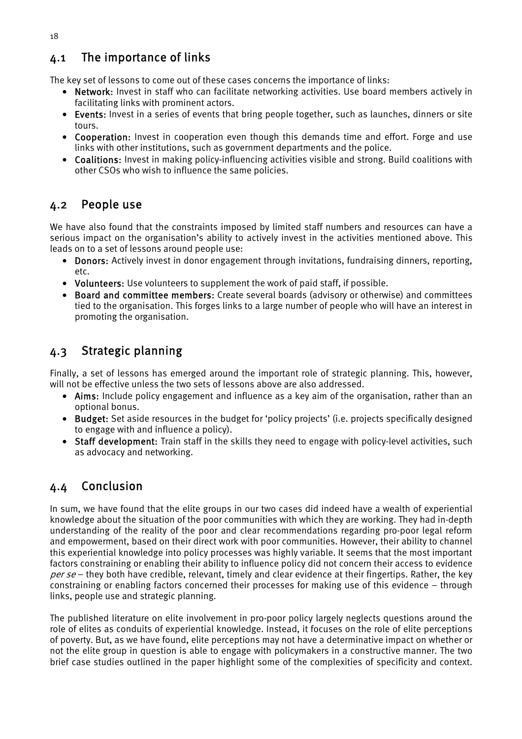## 4.1 The importance of links

The key set of lessons to come out of these cases concerns the importance of links:

- **Network:** Invest in staff who can facilitate networking activities. Use board members actively in facilitating links with prominent actors.
- **Events:** Invest in a series of events that bring people together, such as launches, dinners or site tours.
- **Cooperation:** Invest in cooperation even though this demands time and effort. Forge and use links with other institutions, such as government departments and the police.
- **Coalitions:** Invest in making policy-influencing activities visible and strong. Build coalitions with other CSOs who wish to influence the same policies.

## 4.2 People use

We have also found that the constraints imposed by limited staff numbers and resources can have a serious impact on the organisation's ability to actively invest in the activities mentioned above. This leads on to a set of lessons around people use:

- **Donors:** Actively invest in donor engagement through invitations, fundraising dinners, reporting, etc.
- **Volunteers:** Use volunteers to supplement the work of paid staff, if possible.
- **Board and committee members:** Create several boards (advisory or otherwise) and committees tied to the organisation. This forges links to a large number of people who will have an interest in promoting the organisation.

## 4.3 Strategic planning

Finally, a set of lessons has emerged around the important role of strategic planning. This, however, will not be effective unless the two sets of lessons above are also addressed.

- **Aims:** Include policy engagement and influence as a key aim of the organisation, rather than an optional bonus.
- **Budget:** Set aside resources in the budget for 'policy projects' (i.e. projects specifically designed to engage with and influence a policy).
- **Staff development:** Train staff in the skills they need to engage with policy-level activities, such as advocacy and networking.

## 4.4 Conclusion

In sum, we have found that the elite groups in our two cases did indeed have a wealth of experiential knowledge about the situation of the poor communities with which they are working. They had in-depth understanding of the reality of the poor and clear recommendations regarding pro-poor legal reform and empowerment, based on their direct work with poor communities. However, their ability to channel this experiential knowledge into policy processes was highly variable. It seems that the most important factors constraining or enabling their ability to influence policy did not concern their access to evidence *per se* – they both have credible, relevant, timely and clear evidence at their fingertips. Rather, the key constraining or enabling factors concerned their processes for making use of this evidence – through links, people use and strategic planning.

The published literature on elite involvement in pro-poor policy largely neglects questions around the role of elites as conduits of experiential knowledge. Instead, it focuses on the role of elite perceptions of poverty. But, as we have found, elite perceptions may not have a determinative impact on whether or not the elite group in question is able to engage with policymakers in a constructive manner. The two brief case studies outlined in the paper highlight some of the complexities of specificity and context.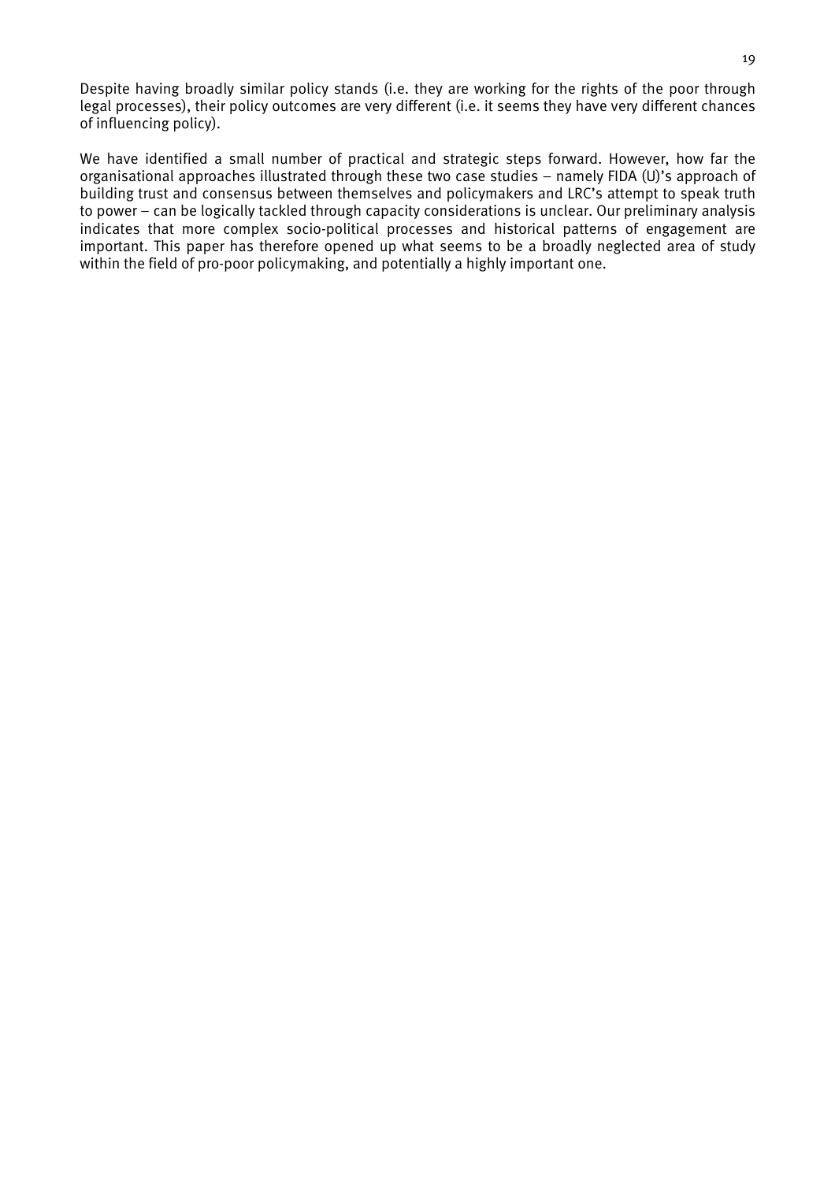Despite having broadly similar policy stands (i.e. they are working for the rights of the poor through legal processes), their policy outcomes are very different (i.e. it seems they have very different chances of influencing policy).

We have identified a small number of practical and strategic steps forward. However, how far the organisational approaches illustrated through these two case studies – namely FIDA (U)'s approach of building trust and consensus between themselves and policymakers and LRC's attempt to speak truth to power – can be logically tackled through capacity considerations is unclear. Our preliminary analysis indicates that more complex socio-political processes and historical patterns of engagement are important. This paper has therefore opened up what seems to be a broadly neglected area of study within the field of pro-poor policymaking, and potentially a highly important one.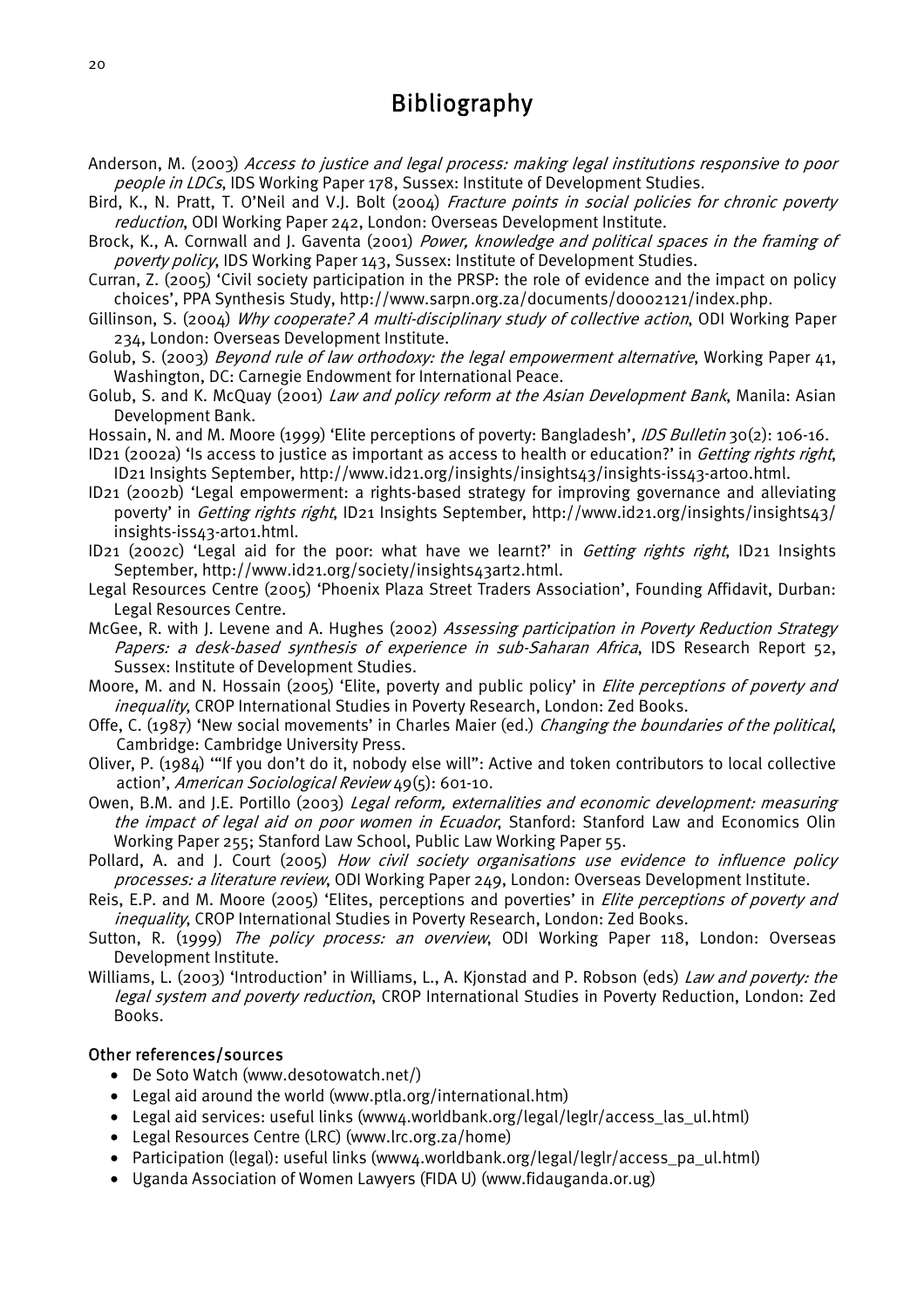# Bibliography

Anderson, M. (2003) *Access to justice and legal process: making legal institutions responsive to poor people in LDCs*, IDS Working Paper 178, Sussex: Institute of Development Studies.

Bird, K., N. Pratt, T. O'Neil and V.J. Bolt (2004) *Fracture points in social policies for chronic poverty reduction*, ODI Working Paper 242, London: Overseas Development Institute.

Brock, K., A. Cornwall and J. Gaventa (2001) *Power, knowledge and political spaces in the framing of poverty policy*, IDS Working Paper 143, Sussex: Institute of Development Studies.

Curran, Z. (2005) 'Civil society participation in the PRSP: the role of evidence and the impact on policy choices', PPA Synthesis Study, http://www.sarpn.org.za/documents/d0002121/index.php.

Gillinson, S. (2004) *Why cooperate? A multi-disciplinary study of collective action*, ODI Working Paper 234, London: Overseas Development Institute.

Golub, S. (2003) *Beyond rule of law orthodoxy: the legal empowerment alternative*, Working Paper 41, Washington, DC: Carnegie Endowment for International Peace.

Golub, S. and K. McQuay (2001) *Law and policy reform at the Asian Development Bank*, Manila: Asian Development Bank.

Hossain, N. and M. Moore (1999) 'Elite perceptions of poverty: Bangladesh', *IDS Bulletin* 30(2): 106-16.

ID21 (2002a) 'Is access to justice as important as access to health or education?' in *Getting rights right*, ID21 Insights September, http://www.id21.org/insights/insights43/insights-iss43-art00.html.

ID21 (2002b) 'Legal empowerment: a rights-based strategy for improving governance and alleviating poverty' in *Getting rights right*, ID21 Insights September, http://www.id21.org/insights/insights43/insights-iss43-art01.html.

ID21 (2002c) 'Legal aid for the poor: what have we learnt?' in *Getting rights right*, ID21 Insights September, http://www.id21.org/society/insights43art2.html.

Legal Resources Centre (2005) 'Phoenix Plaza Street Traders Association', Founding Affidavit, Durban: Legal Resources Centre.

McGee, R. with J. Levene and A. Hughes (2002) *Assessing participation in Poverty Reduction Strategy Papers: a desk-based synthesis of experience in sub-Saharan Africa*, IDS Research Report 52, Sussex: Institute of Development Studies.

Moore, M. and N. Hossain (2005) 'Elite, poverty and public policy' in *Elite perceptions of poverty and inequality*, CROP International Studies in Poverty Research, London: Zed Books.

Offe, C. (1987) 'New social movements' in Charles Maier (ed.) *Changing the boundaries of the political*, Cambridge: Cambridge University Press.

Oliver, P. (1984) '"If you don't do it, nobody else will": Active and token contributors to local collective action', *American Sociological Review* 49(5): 601-10.

Owen, B.M. and J.E. Portillo (2003) *Legal reform, externalities and economic development: measuring the impact of legal aid on poor women in Ecuador*, Stanford: Stanford Law and Economics Olin Working Paper 255; Stanford Law School, Public Law Working Paper 55.

Pollard, A. and J. Court (2005) *How civil society organisations use evidence to influence policy processes: a literature review*, ODI Working Paper 249, London: Overseas Development Institute.

Reis, E.P. and M. Moore (2005) 'Elites, perceptions and poverties' in *Elite perceptions of poverty and inequality*, CROP International Studies in Poverty Research, London: Zed Books.

Sutton, R. (1999) *The policy process: an overview*, ODI Working Paper 118, London: Overseas Development Institute.

Williams, L. (2003) 'Introduction' in Williams, L., A. Kjonstad and P. Robson (eds) *Law and poverty: the legal system and poverty reduction*, CROP International Studies in Poverty Reduction, London: Zed Books.

### Other references/sources

- De Soto Watch (www.desotowatch.net/)
- Legal aid around the world (www.ptla.org/international.htm)
- Legal aid services: useful links (www4.worldbank.org/legal/leglr/access_las_ul.html)
- Legal Resources Centre (LRC) (www.lrc.org.za/home)
- Participation (legal): useful links (www4.worldbank.org/legal/leglr/access_pa_ul.html)
- Uganda Association of Women Lawyers (FIDA U) (www.fidauganda.or.ug)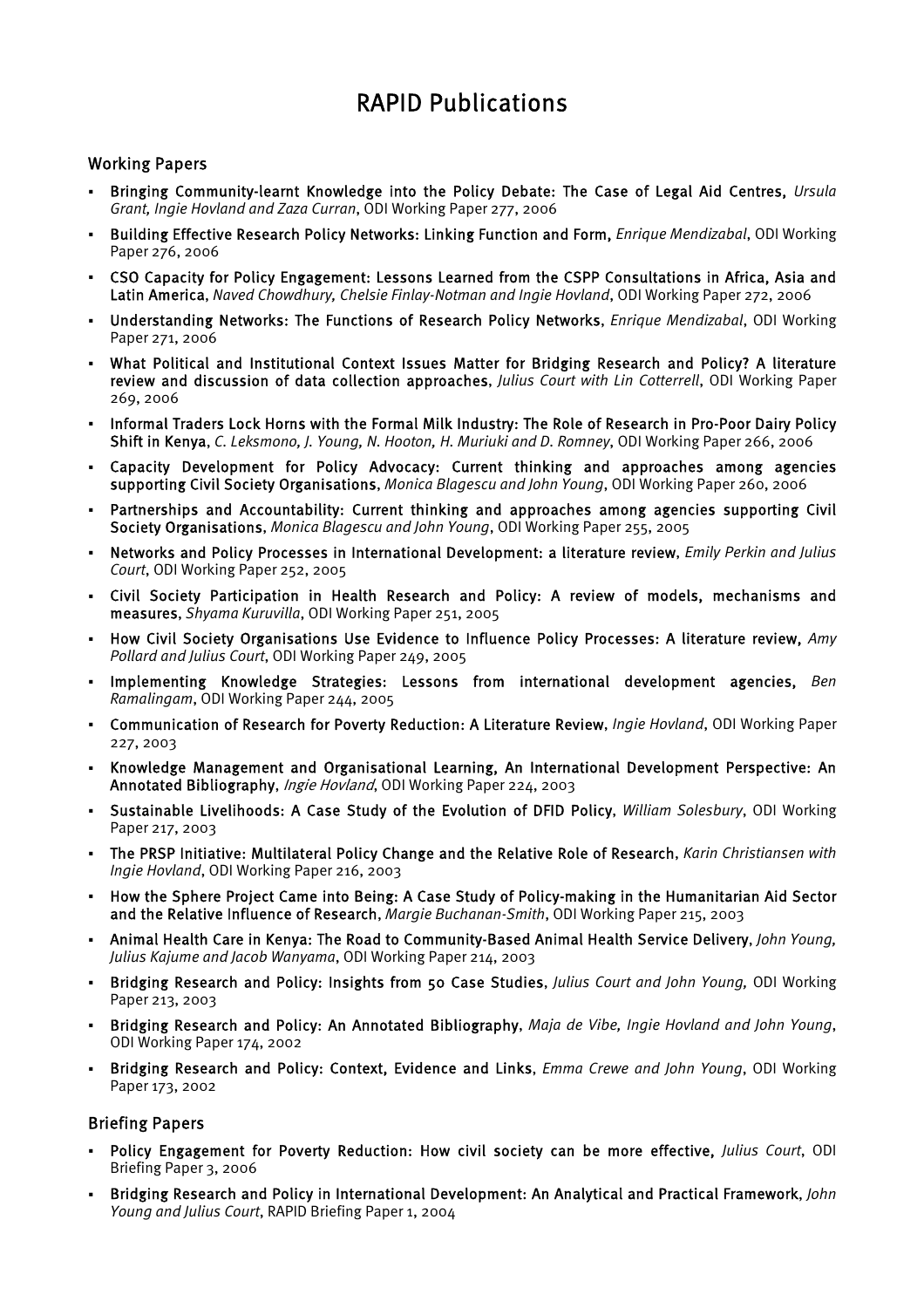# RAPID Publications

## Working Papers

- **Bringing Community-learnt Knowledge into the Policy Debate: The Case of Legal Aid Centres,** *Ursula Grant, Ingie Hovland and Zaza Curran*, ODI Working Paper 277, 2006
- **Building Effective Research Policy Networks: Linking Function and Form,** *Enrique Mendizabal*, ODI Working Paper 276, 2006
- **CSO Capacity for Policy Engagement: Lessons Learned from the CSPP Consultations in Africa, Asia and Latin America**, *Naved Chowdhury, Chelsie Finlay-Notman and Ingie Hovland*, ODI Working Paper 272, 2006
- **Understanding Networks: The Functions of Research Policy Networks**, *Enrique Mendizabal*, ODI Working Paper 271, 2006
- **What Political and Institutional Context Issues Matter for Bridging Research and Policy? A literature review and discussion of data collection approaches**, *Julius Court with Lin Cotterrell*, ODI Working Paper 269, 2006
- **Informal Traders Lock Horns with the Formal Milk Industry: The Role of Research in Pro-Poor Dairy Policy Shift in Kenya**, *C. Leksmono, J. Young, N. Hooton, H. Muriuki and D. Romney*, ODI Working Paper 266, 2006
- **Capacity Development for Policy Advocacy: Current thinking and approaches among agencies supporting Civil Society Organisations**, *Monica Blagescu and John Young*, ODI Working Paper 260, 2006
- **Partnerships and Accountability: Current thinking and approaches among agencies supporting Civil Society Organisations**, *Monica Blagescu and John Young*, ODI Working Paper 255, 2005
- **Networks and Policy Processes in International Development: a literature review**, *Emily Perkin and Julius Court*, ODI Working Paper 252, 2005
- **Civil Society Participation in Health Research and Policy: A review of models, mechanisms and measures**, *Shyama Kuruvilla*, ODI Working Paper 251, 2005
- **How Civil Society Organisations Use Evidence to Influence Policy Processes: A literature review,** *Amy Pollard and Julius Court*, ODI Working Paper 249, 2005
- **Implementing Knowledge Strategies: Lessons from international development agencies,** *Ben Ramalingam*, ODI Working Paper 244, 2005
- **Communication of Research for Poverty Reduction: A Literature Review**, *Ingie Hovland*, ODI Working Paper 227, 2003
- **Knowledge Management and Organisational Learning, An International Development Perspective: An Annotated Bibliography**, *Ingie Hovland*, ODI Working Paper 224, 2003
- **Sustainable Livelihoods: A Case Study of the Evolution of DFID Policy**, *William Solesbury*, ODI Working Paper 217, 2003
- **The PRSP Initiative: Multilateral Policy Change and the Relative Role of Research**, *Karin Christiansen with Ingie Hovland*, ODI Working Paper 216, 2003
- **How the Sphere Project Came into Being: A Case Study of Policy-making in the Humanitarian Aid Sector and the Relative Influence of Research**, *Margie Buchanan-Smith*, ODI Working Paper 215, 2003
- **Animal Health Care in Kenya: The Road to Community-Based Animal Health Service Delivery**, *John Young, Julius Kajume and Jacob Wanyama*, ODI Working Paper 214, 2003
- **Bridging Research and Policy: Insights from 50 Case Studies**, *Julius Court and John Young,* ODI Working Paper 213, 2003
- **Bridging Research and Policy: An Annotated Bibliography**, *Maja de Vibe, Ingie Hovland and John Young*, ODI Working Paper 174, 2002
- **Bridging Research and Policy: Context, Evidence and Links**, *Emma Crewe and John Young*, ODI Working Paper 173, 2002

## Briefing Papers

- **Policy Engagement for Poverty Reduction: How civil society can be more effective,** *Julius Court*, ODI Briefing Paper 3, 2006
- **Bridging Research and Policy in International Development: An Analytical and Practical Framework**, *John Young and Julius Court*, RAPID Briefing Paper 1, 2004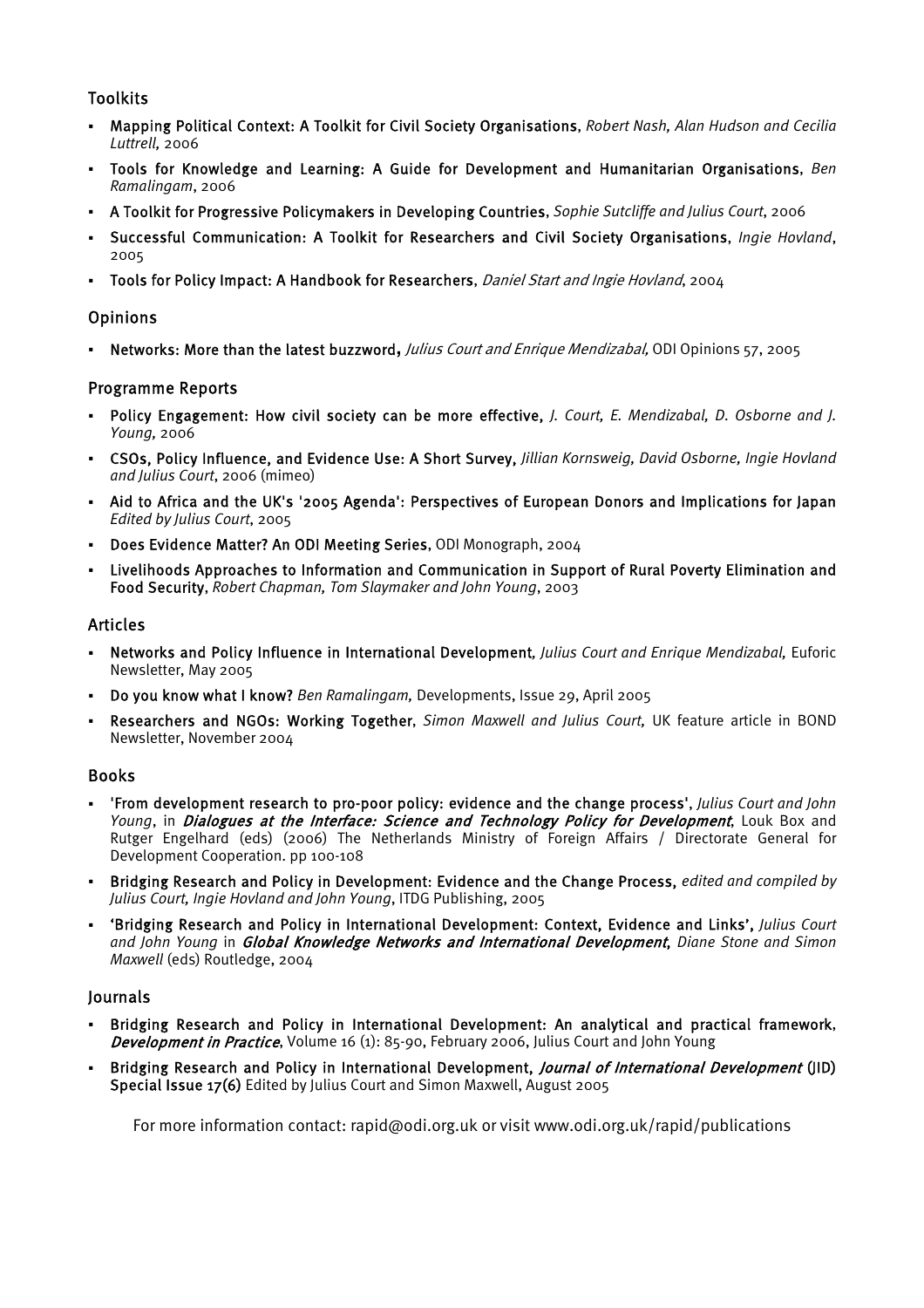## Toolkits

- **Mapping Political Context: A Toolkit for Civil Society Organisations**, *Robert Nash, Alan Hudson and Cecilia Luttrell,* 2006
- **Tools for Knowledge and Learning: A Guide for Development and Humanitarian Organisations**, *Ben Ramalingam*, 2006
- **A Toolkit for Progressive Policymakers in Developing Countries**, *Sophie Sutcliffe and Julius Court*, 2006
- **Successful Communication: A Toolkit for Researchers and Civil Society Organisations**, *Ingie Hovland*, 2005
- **Tools for Policy Impact: A Handbook for Researchers**, *Daniel Start and Ingie Hovland*, 2004

## Opinions

- **Networks: More than the latest buzzword,** *Julius Court and Enrique Mendizabal,* ODI Opinions 57, 2005

## Programme Reports

- **Policy Engagement: How civil society can be more effective,** *J. Court, E. Mendizabal, D. Osborne and J. Young,* 2006
- **CSOs, Policy Influence, and Evidence Use: A Short Survey,** *Jillian Kornsweig, David Osborne, Ingie Hovland and Julius Court*, 2006 (mimeo)
- **Aid to Africa and the UK's '2005 Agenda': Perspectives of European Donors and Implications for Japan** *Edited by Julius Court*, 2005
- **Does Evidence Matter? An ODI Meeting Series**, ODI Monograph, 2004
- **Livelihoods Approaches to Information and Communication in Support of Rural Poverty Elimination and Food Security**, *Robert Chapman, Tom Slaymaker and John Young*, 2003

## Articles

- **Networks and Policy Influence in International Development**, *Julius Court and Enrique Mendizabal,* Euforic Newsletter, May 2005
- **Do you know what I know?** *Ben Ramalingam,* Developments, Issue 29, April 2005
- **Researchers and NGOs: Working Together**, *Simon Maxwell and Julius Court,* UK feature article in BOND Newsletter, November 2004

## Books

- **'From development research to pro-poor policy: evidence and the change process'**, *Julius Court and John Young*, in ***Dialogues at the Interface: Science and Technology Policy for Development***, Louk Box and Rutger Engelhard (eds) (2006) The Netherlands Ministry of Foreign Affairs / Directorate General for Development Cooperation. pp 100-108
- **Bridging Research and Policy in Development: Evidence and the Change Process,** *edited and compiled by Julius Court, Ingie Hovland and John Young*, ITDG Publishing, 2005
- **'Bridging Research and Policy in International Development: Context, Evidence and Links',** *Julius Court and John Young* in ***Global Knowledge Networks and International Development***, *Diane Stone and Simon Maxwell* (eds) Routledge, 2004

## Journals

- **Bridging Research and Policy in International Development: An analytical and practical framework,** ***Development in Practice***, Volume 16 (1): 85-90, February 2006, Julius Court and John Young
- **Bridging Research and Policy in International Development,** ***Journal of International Development*** **(JID) Special Issue 17(6)** Edited by Julius Court and Simon Maxwell, August 2005

For more information contact: rapid@odi.org.uk or visit www.odi.org.uk/rapid/publications